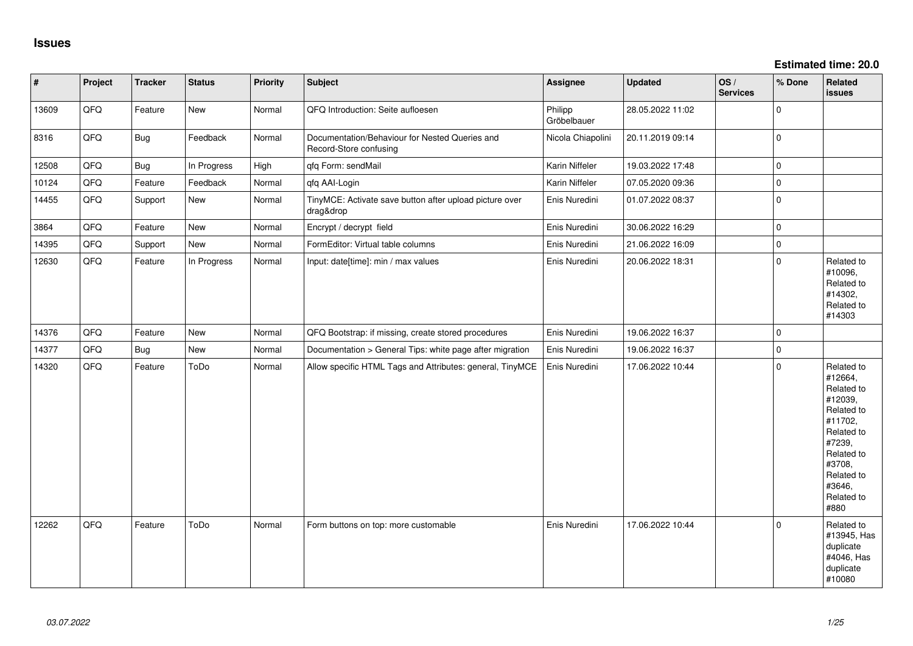# Issues

**Estimated time: 20.0**

| # | Project | Tracker | Status | Priority | Subject | Assignee | Updated | OS / Services | % Done | Related issues |
|---|---|---|---|---|---|---|---|---|---|---|
| 13609 | QFQ | Feature | New | Normal | QFQ Introduction: Seite aufloesen | Philipp Gröbelbauer | 28.05.2022 11:02 | | 0 | |
| 8316 | QFQ | Bug | Feedback | Normal | Documentation/Behaviour for Nested Queries and Record-Store confusing | Nicola Chiapolini | 20.11.2019 09:14 | | 0 | |
| 12508 | QFQ | Bug | In Progress | High | qfq Form: sendMail | Karin Niffeler | 19.03.2022 17:48 | | 0 | |
| 10124 | QFQ | Feature | Feedback | Normal | qfq AAI-Login | Karin Niffeler | 07.05.2020 09:36 | | 0 | |
| 14455 | QFQ | Support | New | Normal | TinyMCE: Activate save button after upload picture over drag&drop | Enis Nuredini | 01.07.2022 08:37 | | 0 | |
| 3864 | QFQ | Feature | New | Normal | Encrypt / decrypt field | Enis Nuredini | 30.06.2022 16:29 | | 0 | |
| 14395 | QFQ | Support | New | Normal | FormEditor: Virtual table columns | Enis Nuredini | 21.06.2022 16:09 | | 0 | |
| 12630 | QFQ | Feature | In Progress | Normal | Input: date[time]: min / max values | Enis Nuredini | 20.06.2022 18:31 | | 0 | Related to #10096, Related to #14302, Related to #14303 |
| 14376 | QFQ | Feature | New | Normal | QFQ Bootstrap: if missing, create stored procedures | Enis Nuredini | 19.06.2022 16:37 | | 0 | |
| 14377 | QFQ | Bug | New | Normal | Documentation > General Tips: white page after migration | Enis Nuredini | 19.06.2022 16:37 | | 0 | |
| 14320 | QFQ | Feature | ToDo | Normal | Allow specific HTML Tags and Attributes: general, TinyMCE | Enis Nuredini | 17.06.2022 10:44 | | 0 | Related to #12664, Related to #12039, Related to #11702, Related to #7239, Related to #3708, Related to #3646, Related to #880 |
| 12262 | QFQ | Feature | ToDo | Normal | Form buttons on top: more customable | Enis Nuredini | 17.06.2022 10:44 | | 0 | Related to #13945, Has duplicate #4046, Has duplicate #10080 |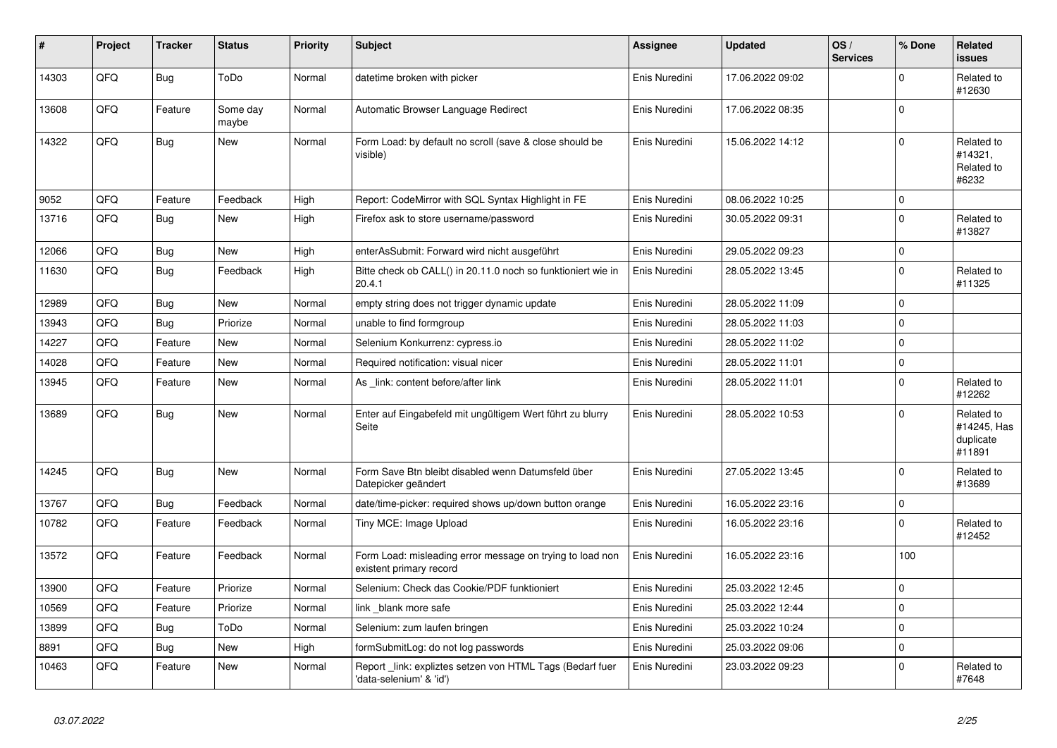| # | Project | Tracker | Status | Priority | Subject | Assignee | Updated | OS / Services | % Done | Related issues |
|---|---|---|---|---|---|---|---|---|---|---|
| 14303 | QFQ | Bug | ToDo | Normal | datetime broken with picker | Enis Nuredini | 17.06.2022 09:02 | | 0 | Related to #12630 |
| 13608 | QFQ | Feature | Some day maybe | Normal | Automatic Browser Language Redirect | Enis Nuredini | 17.06.2022 08:35 | | 0 | |
| 14322 | QFQ | Bug | New | Normal | Form Load: by default no scroll (save & close should be visible) | Enis Nuredini | 15.06.2022 14:12 | | 0 | Related to #14321, Related to #6232 |
| 9052 | QFQ | Feature | Feedback | High | Report: CodeMirror with SQL Syntax Highlight in FE | Enis Nuredini | 08.06.2022 10:25 | | 0 | |
| 13716 | QFQ | Bug | New | High | Firefox ask to store username/password | Enis Nuredini | 30.05.2022 09:31 | | 0 | Related to #13827 |
| 12066 | QFQ | Bug | New | High | enterAsSubmit: Forward wird nicht ausgeführt | Enis Nuredini | 29.05.2022 09:23 | | 0 | |
| 11630 | QFQ | Bug | Feedback | High | Bitte check ob CALL() in 20.11.0 noch so funktioniert wie in 20.4.1 | Enis Nuredini | 28.05.2022 13:45 | | 0 | Related to #11325 |
| 12989 | QFQ | Bug | New | Normal | empty string does not trigger dynamic update | Enis Nuredini | 28.05.2022 11:09 | | 0 | |
| 13943 | QFQ | Bug | Priorize | Normal | unable to find formgroup | Enis Nuredini | 28.05.2022 11:03 | | 0 | |
| 14227 | QFQ | Feature | New | Normal | Selenium Konkurrenz: cypress.io | Enis Nuredini | 28.05.2022 11:02 | | 0 | |
| 14028 | QFQ | Feature | New | Normal | Required notification: visual nicer | Enis Nuredini | 28.05.2022 11:01 | | 0 | |
| 13945 | QFQ | Feature | New | Normal | As _link: content before/after link | Enis Nuredini | 28.05.2022 11:01 | | 0 | Related to #12262 |
| 13689 | QFQ | Bug | New | Normal | Enter auf Eingabefeld mit ungültigem Wert führt zu blurry Seite | Enis Nuredini | 28.05.2022 10:53 | | 0 | Related to #14245, Has duplicate #11891 |
| 14245 | QFQ | Bug | New | Normal | Form Save Btn bleibt disabled wenn Datumsfeld über Datepicker geändert | Enis Nuredini | 27.05.2022 13:45 | | 0 | Related to #13689 |
| 13767 | QFQ | Bug | Feedback | Normal | date/time-picker: required shows up/down button orange | Enis Nuredini | 16.05.2022 23:16 | | 0 | |
| 10782 | QFQ | Feature | Feedback | Normal | Tiny MCE: Image Upload | Enis Nuredini | 16.05.2022 23:16 | | 0 | Related to #12452 |
| 13572 | QFQ | Feature | Feedback | Normal | Form Load: misleading error message on trying to load non existent primary record | Enis Nuredini | 16.05.2022 23:16 | | 100 | |
| 13900 | QFQ | Feature | Priorize | Normal | Selenium: Check das Cookie/PDF funktioniert | Enis Nuredini | 25.03.2022 12:45 | | 0 | |
| 10569 | QFQ | Feature | Priorize | Normal | link _blank more safe | Enis Nuredini | 25.03.2022 12:44 | | 0 | |
| 13899 | QFQ | Bug | ToDo | Normal | Selenium: zum laufen bringen | Enis Nuredini | 25.03.2022 10:24 | | 0 | |
| 8891 | QFQ | Bug | New | High | formSubmitLog: do not log passwords | Enis Nuredini | 25.03.2022 09:06 | | 0 | |
| 10463 | QFQ | Feature | New | Normal | Report _link: expliztes setzen von HTML Tags (Bedarf fuer 'data-selenium' & 'id') | Enis Nuredini | 23.03.2022 09:23 | | 0 | Related to #7648 |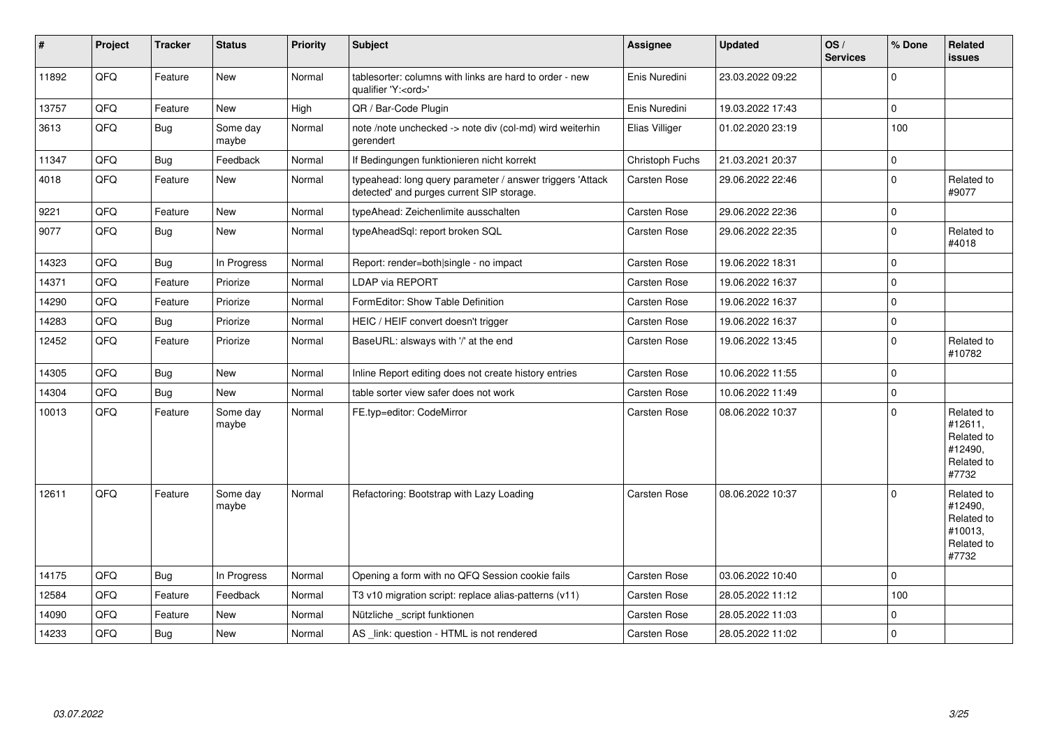| # | Project | Tracker | Status | Priority | Subject | Assignee | Updated | OS / Services | % Done | Related issues |
|---|---|---|---|---|---|---|---|---|---|---|
| 11892 | QFQ | Feature | New | Normal | tablesorter: columns with links are hard to order - new qualifier 'Y:<ord>' | Enis Nuredini | 23.03.2022 09:22 | | 0 | |
| 13757 | QFQ | Feature | New | High | QR / Bar-Code Plugin | Enis Nuredini | 19.03.2022 17:43 | | 0 | |
| 3613 | QFQ | Bug | Some day maybe | Normal | note /note unchecked -> note div (col-md) wird weiterhin gerendert | Elias Villiger | 01.02.2020 23:19 | | 100 | |
| 11347 | QFQ | Bug | Feedback | Normal | If Bedingungen funktionieren nicht korrekt | Christoph Fuchs | 21.03.2021 20:37 | | 0 | |
| 4018 | QFQ | Feature | New | Normal | typeahead: long query parameter / answer triggers 'Attack detected' and purges current SIP storage. | Carsten Rose | 29.06.2022 22:46 | | 0 | Related to #9077 |
| 9221 | QFQ | Feature | New | Normal | typeAhead: Zeichenlimite ausschalten | Carsten Rose | 29.06.2022 22:36 | | 0 | |
| 9077 | QFQ | Bug | New | Normal | typeAheadSql: report broken SQL | Carsten Rose | 29.06.2022 22:35 | | 0 | Related to #4018 |
| 14323 | QFQ | Bug | In Progress | Normal | Report: render=both\|single - no impact | Carsten Rose | 19.06.2022 18:31 | | 0 | |
| 14371 | QFQ | Feature | Priorize | Normal | LDAP via REPORT | Carsten Rose | 19.06.2022 16:37 | | 0 | |
| 14290 | QFQ | Feature | Priorize | Normal | FormEditor: Show Table Definition | Carsten Rose | 19.06.2022 16:37 | | 0 | |
| 14283 | QFQ | Bug | Priorize | Normal | HEIC / HEIF convert doesn't trigger | Carsten Rose | 19.06.2022 16:37 | | 0 | |
| 12452 | QFQ | Feature | Priorize | Normal | BaseURL: alsways with '/' at the end | Carsten Rose | 19.06.2022 13:45 | | 0 | Related to #10782 |
| 14305 | QFQ | Bug | New | Normal | Inline Report editing does not create history entries | Carsten Rose | 10.06.2022 11:55 | | 0 | |
| 14304 | QFQ | Bug | New | Normal | table sorter view safer does not work | Carsten Rose | 10.06.2022 11:49 | | 0 | |
| 10013 | QFQ | Feature | Some day maybe | Normal | FE.typ=editor: CodeMirror | Carsten Rose | 08.06.2022 10:37 | | 0 | Related to #12611, Related to #12490, Related to #7732 |
| 12611 | QFQ | Feature | Some day maybe | Normal | Refactoring: Bootstrap with Lazy Loading | Carsten Rose | 08.06.2022 10:37 | | 0 | Related to #12490, Related to #10013, Related to #7732 |
| 14175 | QFQ | Bug | In Progress | Normal | Opening a form with no QFQ Session cookie fails | Carsten Rose | 03.06.2022 10:40 | | 0 | |
| 12584 | QFQ | Feature | Feedback | Normal | T3 v10 migration script: replace alias-patterns (v11) | Carsten Rose | 28.05.2022 11:12 | | 100 | |
| 14090 | QFQ | Feature | New | Normal | Nützliche _script funktionen | Carsten Rose | 28.05.2022 11:03 | | 0 | |
| 14233 | QFQ | Bug | New | Normal | AS _link: question - HTML is not rendered | Carsten Rose | 28.05.2022 11:02 | | 0 | |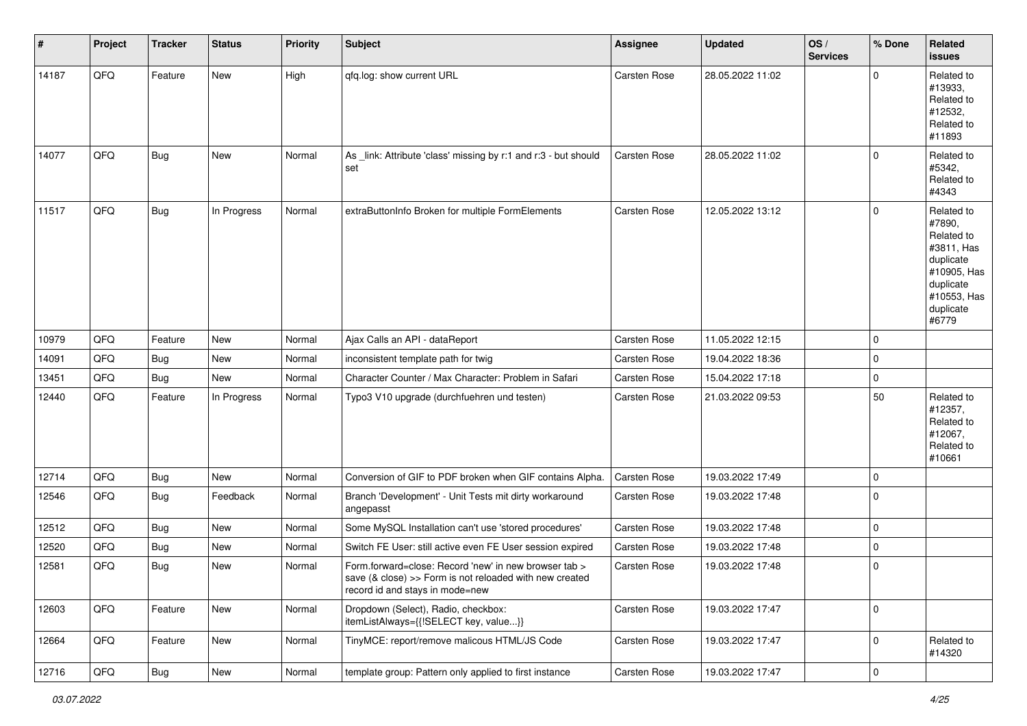| # | Project | Tracker | Status | Priority | Subject | Assignee | Updated | OS / Services | % Done | Related issues |
|---|---|---|---|---|---|---|---|---|---|---|
| 14187 | QFQ | Feature | New | High | qfq.log: show current URL | Carsten Rose | 28.05.2022 11:02 | | 0 | Related to #13933, Related to #12532, Related to #11893 |
| 14077 | QFQ | Bug | New | Normal | As _link: Attribute 'class' missing by r:1 and r:3 - but should set | Carsten Rose | 28.05.2022 11:02 | | 0 | Related to #5342, Related to #4343 |
| 11517 | QFQ | Bug | In Progress | Normal | extraButtonInfo Broken for multiple FormElements | Carsten Rose | 12.05.2022 13:12 | | 0 | Related to #7890, Related to #3811, Has duplicate #10905, Has duplicate #10553, Has duplicate #6779 |
| 10979 | QFQ | Feature | New | Normal | Ajax Calls an API - dataReport | Carsten Rose | 11.05.2022 12:15 | | 0 | |
| 14091 | QFQ | Bug | New | Normal | inconsistent template path for twig | Carsten Rose | 19.04.2022 18:36 | | 0 | |
| 13451 | QFQ | Bug | New | Normal | Character Counter / Max Character: Problem in Safari | Carsten Rose | 15.04.2022 17:18 | | 0 | |
| 12440 | QFQ | Feature | In Progress | Normal | Typo3 V10 upgrade (durchfuehren und testen) | Carsten Rose | 21.03.2022 09:53 | | 50 | Related to #12357, Related to #12067, Related to #10661 |
| 12714 | QFQ | Bug | New | Normal | Conversion of GIF to PDF broken when GIF contains Alpha. | Carsten Rose | 19.03.2022 17:49 | | 0 | |
| 12546 | QFQ | Bug | Feedback | Normal | Branch 'Development' - Unit Tests mit dirty workaround angepasst | Carsten Rose | 19.03.2022 17:48 | | 0 | |
| 12512 | QFQ | Bug | New | Normal | Some MySQL Installation can't use 'stored procedures' | Carsten Rose | 19.03.2022 17:48 | | 0 | |
| 12520 | QFQ | Bug | New | Normal | Switch FE User: still active even FE User session expired | Carsten Rose | 19.03.2022 17:48 | | 0 | |
| 12581 | QFQ | Bug | New | Normal | Form.forward=close: Record 'new' in new browser tab > save (& close) >> Form is not reloaded with new created record id and stays in mode=new | Carsten Rose | 19.03.2022 17:48 | | 0 | |
| 12603 | QFQ | Feature | New | Normal | Dropdown (Select), Radio, checkbox: itemListAlways={{!SELECT key, value...}} | Carsten Rose | 19.03.2022 17:47 | | 0 | |
| 12664 | QFQ | Feature | New | Normal | TinyMCE: report/remove malicous HTML/JS Code | Carsten Rose | 19.03.2022 17:47 | | 0 | Related to #14320 |
| 12716 | QFQ | Bug | New | Normal | template group: Pattern only applied to first instance | Carsten Rose | 19.03.2022 17:47 | | 0 | |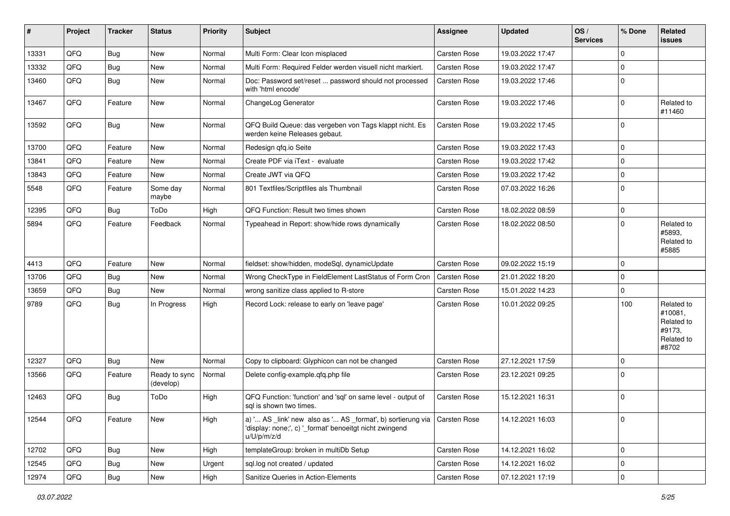| # | Project | Tracker | Status | Priority | Subject | Assignee | Updated | OS / Services | % Done | Related issues |
|---|---|---|---|---|---|---|---|---|---|---|
| 13331 | QFQ | Bug | New | Normal | Multi Form: Clear Icon misplaced | Carsten Rose | 19.03.2022 17:47 | | 0 | |
| 13332 | QFQ | Bug | New | Normal | Multi Form: Required Felder werden visuell nicht markiert. | Carsten Rose | 19.03.2022 17:47 | | 0 | |
| 13460 | QFQ | Bug | New | Normal | Doc: Password set/reset ... password should not processed with 'html encode' | Carsten Rose | 19.03.2022 17:46 | | 0 | |
| 13467 | QFQ | Feature | New | Normal | ChangeLog Generator | Carsten Rose | 19.03.2022 17:46 | | 0 | Related to #11460 |
| 13592 | QFQ | Bug | New | Normal | QFQ Build Queue: das vergeben von Tags klappt nicht. Es werden keine Releases gebaut. | Carsten Rose | 19.03.2022 17:45 | | 0 | |
| 13700 | QFQ | Feature | New | Normal | Redesign qfq.io Seite | Carsten Rose | 19.03.2022 17:43 | | 0 | |
| 13841 | QFQ | Feature | New | Normal | Create PDF via iText - evaluate | Carsten Rose | 19.03.2022 17:42 | | 0 | |
| 13843 | QFQ | Feature | New | Normal | Create JWT via QFQ | Carsten Rose | 19.03.2022 17:42 | | 0 | |
| 5548 | QFQ | Feature | Some day maybe | Normal | 801 Textfiles/Scriptfiles als Thumbnail | Carsten Rose | 07.03.2022 16:26 | | 0 | |
| 12395 | QFQ | Bug | ToDo | High | QFQ Function: Result two times shown | Carsten Rose | 18.02.2022 08:59 | | 0 | |
| 5894 | QFQ | Feature | Feedback | Normal | Typeahead in Report: show/hide rows dynamically | Carsten Rose | 18.02.2022 08:50 | | 0 | Related to #5893, Related to #5885 |
| 4413 | QFQ | Feature | New | Normal | fieldset: show/hidden, modeSql, dynamicUpdate | Carsten Rose | 09.02.2022 15:19 | | 0 | |
| 13706 | QFQ | Bug | New | Normal | Wrong CheckType in FieldElement LastStatus of Form Cron | Carsten Rose | 21.01.2022 18:20 | | 0 | |
| 13659 | QFQ | Bug | New | Normal | wrong sanitize class applied to R-store | Carsten Rose | 15.01.2022 14:23 | | 0 | |
| 9789 | QFQ | Bug | In Progress | High | Record Lock: release to early on 'leave page' | Carsten Rose | 10.01.2022 09:25 | | 100 | Related to #10081, Related to #9173, Related to #8702 |
| 12327 | QFQ | Bug | New | Normal | Copy to clipboard: Glyphicon can not be changed | Carsten Rose | 27.12.2021 17:59 | | 0 | |
| 13566 | QFQ | Feature | Ready to sync (develop) | Normal | Delete config-example.qfq.php file | Carsten Rose | 23.12.2021 09:25 | | 0 | |
| 12463 | QFQ | Bug | ToDo | High | QFQ Function: 'function' and 'sql' on same level - output of sql is shown two times. | Carsten Rose | 15.12.2021 16:31 | | 0 | |
| 12544 | QFQ | Feature | New | High | a) '... AS _link' new also as '... AS _format', b) sortierung via 'display: none;', c) '_format' benoeitgt nicht zwingend u/U/p/m/z/d | Carsten Rose | 14.12.2021 16:03 | | 0 | |
| 12702 | QFQ | Bug | New | High | templateGroup: broken in multiDb Setup | Carsten Rose | 14.12.2021 16:02 | | 0 | |
| 12545 | QFQ | Bug | New | Urgent | sql.log not created / updated | Carsten Rose | 14.12.2021 16:02 | | 0 | |
| 12974 | QFQ | Bug | New | High | Sanitize Queries in Action-Elements | Carsten Rose | 07.12.2021 17:19 | | 0 | |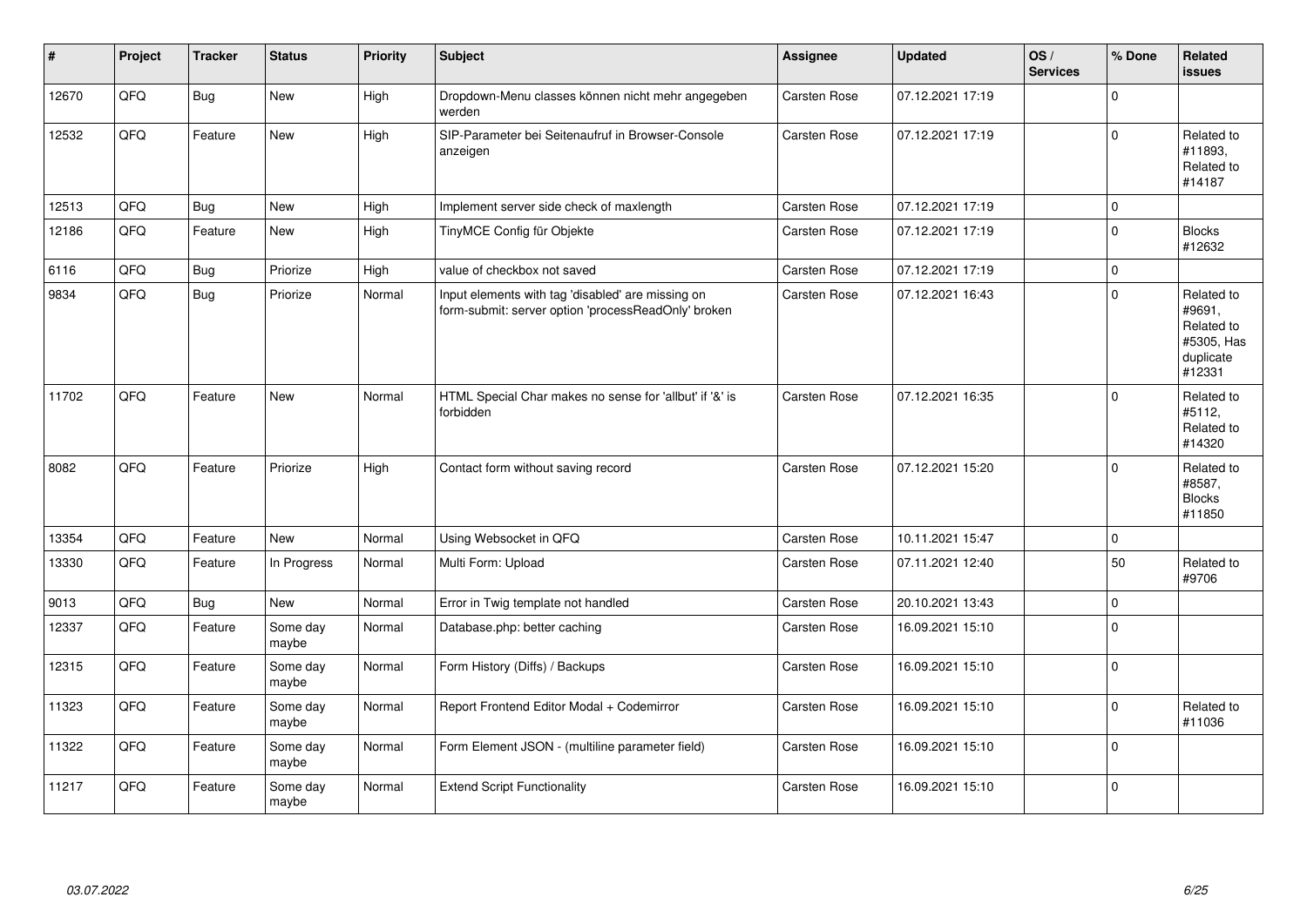| # | Project | Tracker | Status | Priority | Subject | Assignee | Updated | OS / Services | % Done | Related issues |
|---|---|---|---|---|---|---|---|---|---|---|
| 12670 | QFQ | Bug | New | High | Dropdown-Menu classes können nicht mehr angegeben werden | Carsten Rose | 07.12.2021 17:19 | | 0 | |
| 12532 | QFQ | Feature | New | High | SIP-Parameter bei Seitenaufruf in Browser-Console anzeigen | Carsten Rose | 07.12.2021 17:19 | | 0 | Related to #11893, Related to #14187 |
| 12513 | QFQ | Bug | New | High | Implement server side check of maxlength | Carsten Rose | 07.12.2021 17:19 | | 0 | |
| 12186 | QFQ | Feature | New | High | TinyMCE Config für Objekte | Carsten Rose | 07.12.2021 17:19 | | 0 | Blocks #12632 |
| 6116 | QFQ | Bug | Priorize | High | value of checkbox not saved | Carsten Rose | 07.12.2021 17:19 | | 0 | |
| 9834 | QFQ | Bug | Priorize | Normal | Input elements with tag 'disabled' are missing on form-submit: server option 'processReadOnly' broken | Carsten Rose | 07.12.2021 16:43 | | 0 | Related to #9691, Related to #5305, Has duplicate #12331 |
| 11702 | QFQ | Feature | New | Normal | HTML Special Char makes no sense for 'allbut' if '&' is forbidden | Carsten Rose | 07.12.2021 16:35 | | 0 | Related to #5112, Related to #14320 |
| 8082 | QFQ | Feature | Priorize | High | Contact form without saving record | Carsten Rose | 07.12.2021 15:20 | | 0 | Related to #8587, Blocks #11850 |
| 13354 | QFQ | Feature | New | Normal | Using Websocket in QFQ | Carsten Rose | 10.11.2021 15:47 | | 0 | |
| 13330 | QFQ | Feature | In Progress | Normal | Multi Form: Upload | Carsten Rose | 07.11.2021 12:40 | | 50 | Related to #9706 |
| 9013 | QFQ | Bug | New | Normal | Error in Twig template not handled | Carsten Rose | 20.10.2021 13:43 | | 0 | |
| 12337 | QFQ | Feature | Some day maybe | Normal | Database.php: better caching | Carsten Rose | 16.09.2021 15:10 | | 0 | |
| 12315 | QFQ | Feature | Some day maybe | Normal | Form History (Diffs) / Backups | Carsten Rose | 16.09.2021 15:10 | | 0 | |
| 11323 | QFQ | Feature | Some day maybe | Normal | Report Frontend Editor Modal + Codemirror | Carsten Rose | 16.09.2021 15:10 | | 0 | Related to #11036 |
| 11322 | QFQ | Feature | Some day maybe | Normal | Form Element JSON - (multiline parameter field) | Carsten Rose | 16.09.2021 15:10 | | 0 | |
| 11217 | QFQ | Feature | Some day maybe | Normal | Extend Script Functionality | Carsten Rose | 16.09.2021 15:10 | | 0 | |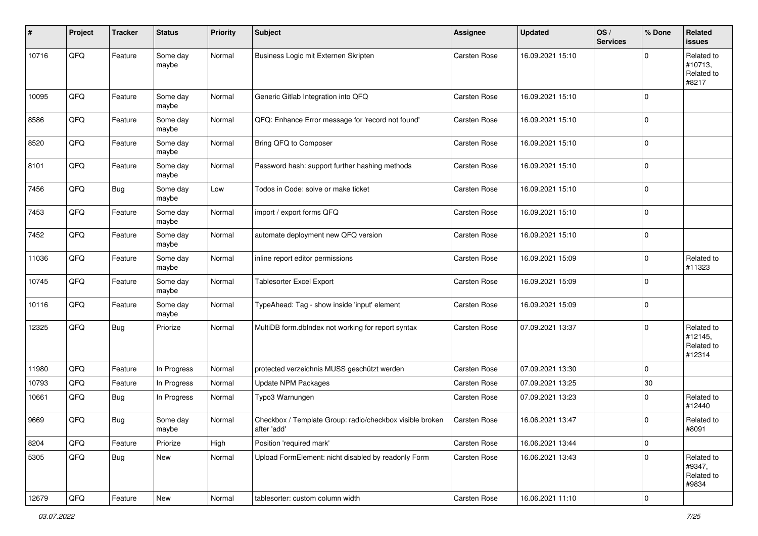| # | Project | Tracker | Status | Priority | Subject | Assignee | Updated | OS / Services | % Done | Related issues |
|---|---|---|---|---|---|---|---|---|---|---|
| 10716 | QFQ | Feature | Some day maybe | Normal | Business Logic mit Externen Skripten | Carsten Rose | 16.09.2021 15:10 | | 0 | Related to #10713, Related to #8217 |
| 10095 | QFQ | Feature | Some day maybe | Normal | Generic Gitlab Integration into QFQ | Carsten Rose | 16.09.2021 15:10 | | 0 | |
| 8586 | QFQ | Feature | Some day maybe | Normal | QFQ: Enhance Error message for 'record not found' | Carsten Rose | 16.09.2021 15:10 | | 0 | |
| 8520 | QFQ | Feature | Some day maybe | Normal | Bring QFQ to Composer | Carsten Rose | 16.09.2021 15:10 | | 0 | |
| 8101 | QFQ | Feature | Some day maybe | Normal | Password hash: support further hashing methods | Carsten Rose | 16.09.2021 15:10 | | 0 | |
| 7456 | QFQ | Bug | Some day maybe | Low | Todos in Code: solve or make ticket | Carsten Rose | 16.09.2021 15:10 | | 0 | |
| 7453 | QFQ | Feature | Some day maybe | Normal | import / export forms QFQ | Carsten Rose | 16.09.2021 15:10 | | 0 | |
| 7452 | QFQ | Feature | Some day maybe | Normal | automate deployment new QFQ version | Carsten Rose | 16.09.2021 15:10 | | 0 | |
| 11036 | QFQ | Feature | Some day maybe | Normal | inline report editor permissions | Carsten Rose | 16.09.2021 15:09 | | 0 | Related to #11323 |
| 10745 | QFQ | Feature | Some day maybe | Normal | Tablesorter Excel Export | Carsten Rose | 16.09.2021 15:09 | | 0 | |
| 10116 | QFQ | Feature | Some day maybe | Normal | TypeAhead: Tag - show inside 'input' element | Carsten Rose | 16.09.2021 15:09 | | 0 | |
| 12325 | QFQ | Bug | Priorize | Normal | MultiDB form.dbIndex not working for report syntax | Carsten Rose | 07.09.2021 13:37 | | 0 | Related to #12145, Related to #12314 |
| 11980 | QFQ | Feature | In Progress | Normal | protected verzeichnis MUSS geschützt werden | Carsten Rose | 07.09.2021 13:30 | | 0 | |
| 10793 | QFQ | Feature | In Progress | Normal | Update NPM Packages | Carsten Rose | 07.09.2021 13:25 | | 30 | |
| 10661 | QFQ | Bug | In Progress | Normal | Typo3 Warnungen | Carsten Rose | 07.09.2021 13:23 | | 0 | Related to #12440 |
| 9669 | QFQ | Bug | Some day maybe | Normal | Checkbox / Template Group: radio/checkbox visible broken after 'add' | Carsten Rose | 16.06.2021 13:47 | | 0 | Related to #8091 |
| 8204 | QFQ | Feature | Priorize | High | Position 'required mark' | Carsten Rose | 16.06.2021 13:44 | | 0 | |
| 5305 | QFQ | Bug | New | Normal | Upload FormElement: nicht disabled by readonly Form | Carsten Rose | 16.06.2021 13:43 | | 0 | Related to #9347, Related to #9834 |
| 12679 | QFQ | Feature | New | Normal | tablesorter: custom column width | Carsten Rose | 16.06.2021 11:10 | | 0 | |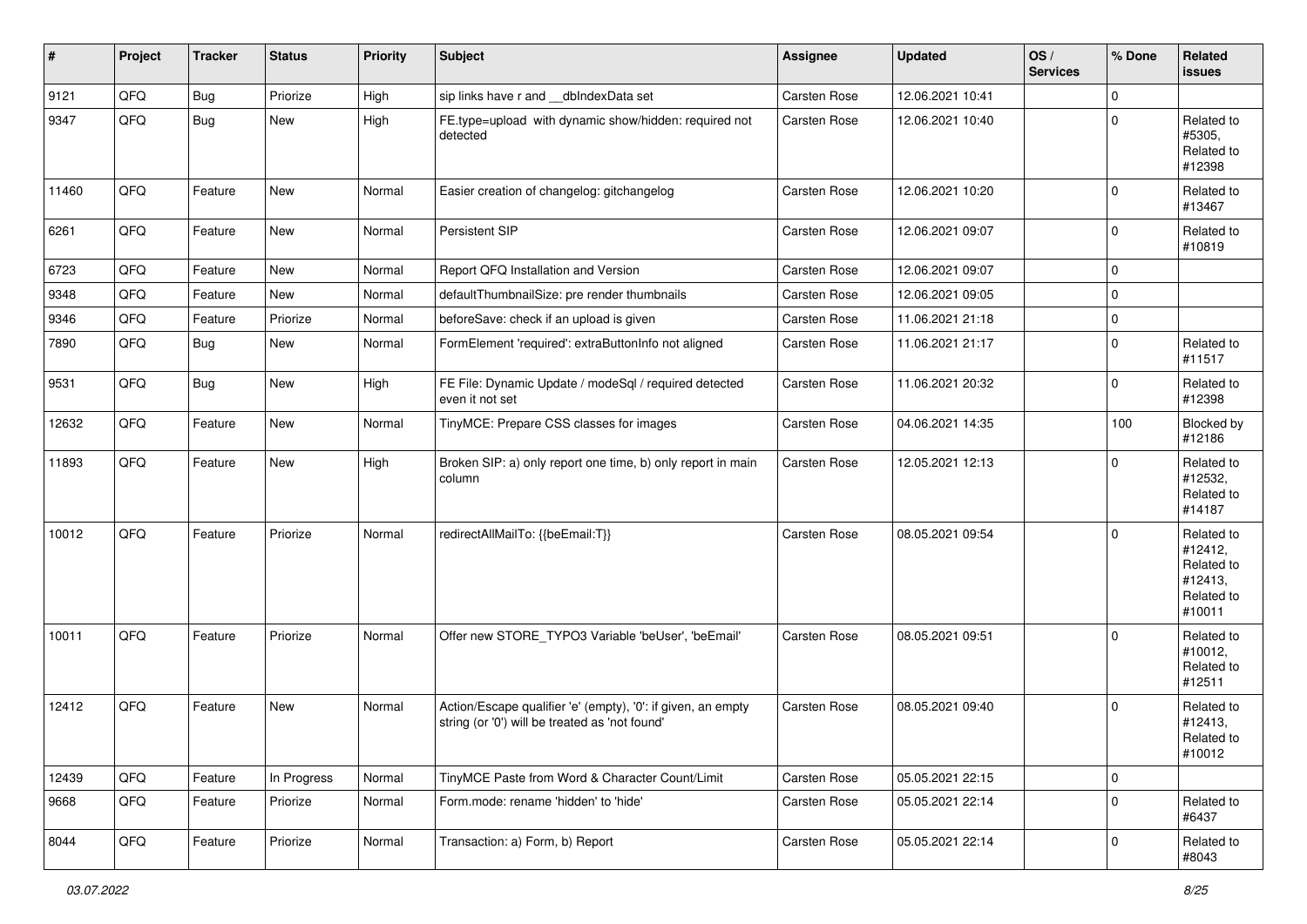| # | Project | Tracker | Status | Priority | Subject | Assignee | Updated | OS / Services | % Done | Related issues |
|---|---|---|---|---|---|---|---|---|---|---|
| 9121 | QFQ | Bug | Priorize | High | sip links have r and __dbIndexData set | Carsten Rose | 12.06.2021 10:41 | | 0 | |
| 9347 | QFQ | Bug | New | High | FE.type=upload with dynamic show/hidden: required not detected | Carsten Rose | 12.06.2021 10:40 | | 0 | Related to #5305, Related to #12398 |
| 11460 | QFQ | Feature | New | Normal | Easier creation of changelog: gitchangelog | Carsten Rose | 12.06.2021 10:20 | | 0 | Related to #13467 |
| 6261 | QFQ | Feature | New | Normal | Persistent SIP | Carsten Rose | 12.06.2021 09:07 | | 0 | Related to #10819 |
| 6723 | QFQ | Feature | New | Normal | Report QFQ Installation and Version | Carsten Rose | 12.06.2021 09:07 | | 0 | |
| 9348 | QFQ | Feature | New | Normal | defaultThumbnailSize: pre render thumbnails | Carsten Rose | 12.06.2021 09:05 | | 0 | |
| 9346 | QFQ | Feature | Priorize | Normal | beforeSave: check if an upload is given | Carsten Rose | 11.06.2021 21:18 | | 0 | |
| 7890 | QFQ | Bug | New | Normal | FormElement 'required': extraButtonInfo not aligned | Carsten Rose | 11.06.2021 21:17 | | 0 | Related to #11517 |
| 9531 | QFQ | Bug | New | High | FE File: Dynamic Update / modeSql / required detected even it not set | Carsten Rose | 11.06.2021 20:32 | | 0 | Related to #12398 |
| 12632 | QFQ | Feature | New | Normal | TinyMCE: Prepare CSS classes for images | Carsten Rose | 04.06.2021 14:35 | | 100 | Blocked by #12186 |
| 11893 | QFQ | Feature | New | High | Broken SIP: a) only report one time, b) only report in main column | Carsten Rose | 12.05.2021 12:13 | | 0 | Related to #12532, Related to #14187 |
| 10012 | QFQ | Feature | Priorize | Normal | redirectAllMailTo: {{beEmail:T}} | Carsten Rose | 08.05.2021 09:54 | | 0 | Related to #12412, Related to #12413, Related to #10011 |
| 10011 | QFQ | Feature | Priorize | Normal | Offer new STORE_TYPO3 Variable 'beUser', 'beEmail' | Carsten Rose | 08.05.2021 09:51 | | 0 | Related to #10012, Related to #12511 |
| 12412 | QFQ | Feature | New | Normal | Action/Escape qualifier 'e' (empty), '0': if given, an empty string (or '0') will be treated as 'not found' | Carsten Rose | 08.05.2021 09:40 | | 0 | Related to #12413, Related to #10012 |
| 12439 | QFQ | Feature | In Progress | Normal | TinyMCE Paste from Word & Character Count/Limit | Carsten Rose | 05.05.2021 22:15 | | 0 | |
| 9668 | QFQ | Feature | Priorize | Normal | Form.mode: rename 'hidden' to 'hide' | Carsten Rose | 05.05.2021 22:14 | | 0 | Related to #6437 |
| 8044 | QFQ | Feature | Priorize | Normal | Transaction: a) Form, b) Report | Carsten Rose | 05.05.2021 22:14 | | 0 | Related to #8043 |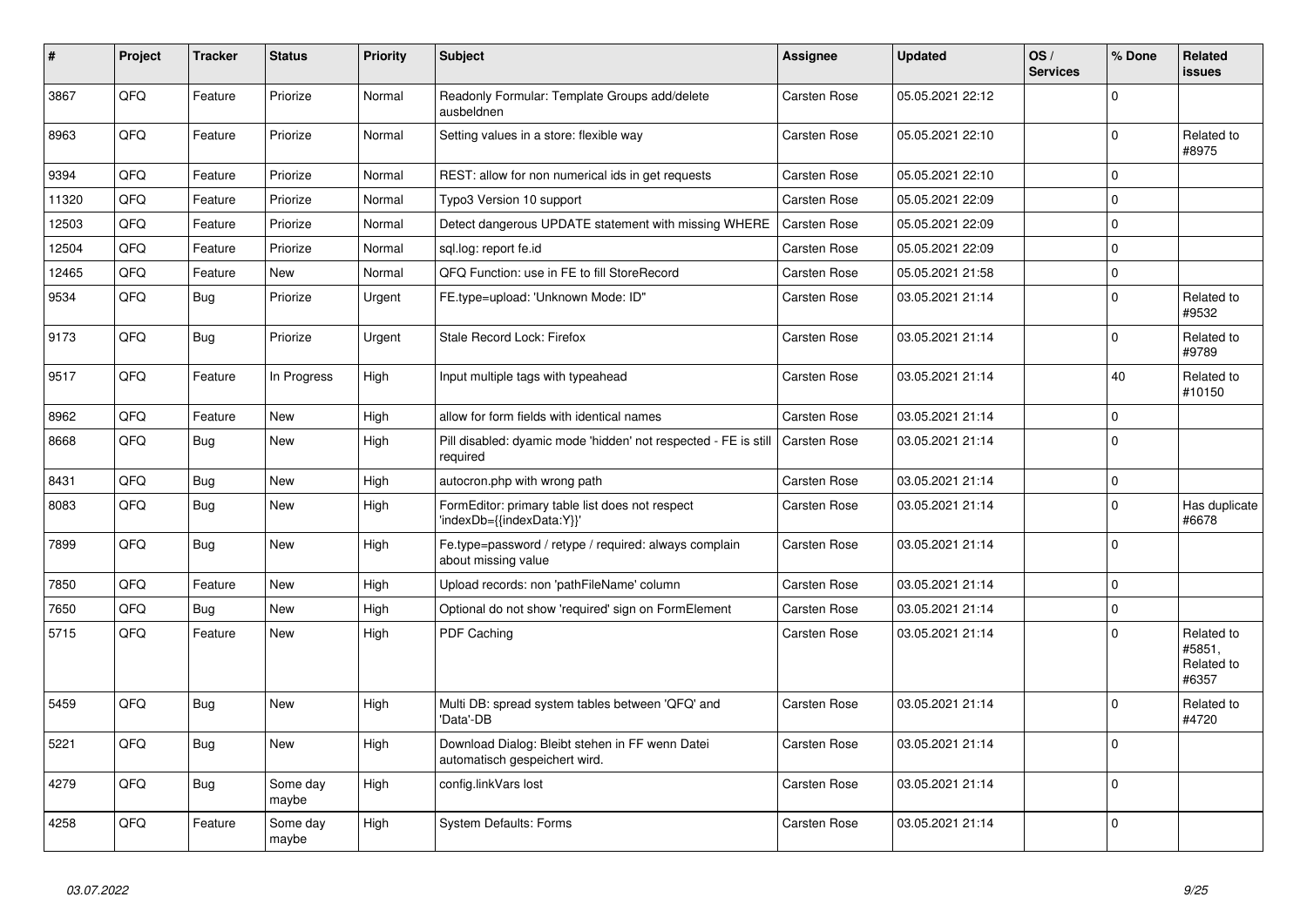| # | Project | Tracker | Status | Priority | Subject | Assignee | Updated | OS / Services | % Done | Related issues |
|---|---|---|---|---|---|---|---|---|---|---|
| 3867 | QFQ | Feature | Priorize | Normal | Readonly Formular: Template Groups add/delete ausbeldnen | Carsten Rose | 05.05.2021 22:12 | | 0 | |
| 8963 | QFQ | Feature | Priorize | Normal | Setting values in a store: flexible way | Carsten Rose | 05.05.2021 22:10 | | 0 | Related to #8975 |
| 9394 | QFQ | Feature | Priorize | Normal | REST: allow for non numerical ids in get requests | Carsten Rose | 05.05.2021 22:10 | | 0 | |
| 11320 | QFQ | Feature | Priorize | Normal | Typo3 Version 10 support | Carsten Rose | 05.05.2021 22:09 | | 0 | |
| 12503 | QFQ | Feature | Priorize | Normal | Detect dangerous UPDATE statement with missing WHERE | Carsten Rose | 05.05.2021 22:09 | | 0 | |
| 12504 | QFQ | Feature | Priorize | Normal | sql.log: report fe.id | Carsten Rose | 05.05.2021 22:09 | | 0 | |
| 12465 | QFQ | Feature | New | Normal | QFQ Function: use in FE to fill StoreRecord | Carsten Rose | 05.05.2021 21:58 | | 0 | |
| 9534 | QFQ | Bug | Priorize | Urgent | FE.type=upload: 'Unknown Mode: ID" | Carsten Rose | 03.05.2021 21:14 | | 0 | Related to #9532 |
| 9173 | QFQ | Bug | Priorize | Urgent | Stale Record Lock: Firefox | Carsten Rose | 03.05.2021 21:14 | | 0 | Related to #9789 |
| 9517 | QFQ | Feature | In Progress | High | Input multiple tags with typeahead | Carsten Rose | 03.05.2021 21:14 | | 40 | Related to #10150 |
| 8962 | QFQ | Feature | New | High | allow for form fields with identical names | Carsten Rose | 03.05.2021 21:14 | | 0 | |
| 8668 | QFQ | Bug | New | High | Pill disabled: dyamic mode 'hidden' not respected - FE is still required | Carsten Rose | 03.05.2021 21:14 | | 0 | |
| 8431 | QFQ | Bug | New | High | autocron.php with wrong path | Carsten Rose | 03.05.2021 21:14 | | 0 | |
| 8083 | QFQ | Bug | New | High | FormEditor: primary table list does not respect 'indexDb={{indexData:Y}}' | Carsten Rose | 03.05.2021 21:14 | | 0 | Has duplicate #6678 |
| 7899 | QFQ | Bug | New | High | Fe.type=password / retype / required: always complain about missing value | Carsten Rose | 03.05.2021 21:14 | | 0 | |
| 7850 | QFQ | Feature | New | High | Upload records: non 'pathFileName' column | Carsten Rose | 03.05.2021 21:14 | | 0 | |
| 7650 | QFQ | Bug | New | High | Optional do not show 'required' sign on FormElement | Carsten Rose | 03.05.2021 21:14 | | 0 | |
| 5715 | QFQ | Feature | New | High | PDF Caching | Carsten Rose | 03.05.2021 21:14 | | 0 | Related to #5851, Related to #6357 |
| 5459 | QFQ | Bug | New | High | Multi DB: spread system tables between 'QFQ' and 'Data'-DB | Carsten Rose | 03.05.2021 21:14 | | 0 | Related to #4720 |
| 5221 | QFQ | Bug | New | High | Download Dialog: Bleibt stehen in FF wenn Datei automatisch gespeichert wird. | Carsten Rose | 03.05.2021 21:14 | | 0 | |
| 4279 | QFQ | Bug | Some day maybe | High | config.linkVars lost | Carsten Rose | 03.05.2021 21:14 | | 0 | |
| 4258 | QFQ | Feature | Some day maybe | High | System Defaults: Forms | Carsten Rose | 03.05.2021 21:14 | | 0 | |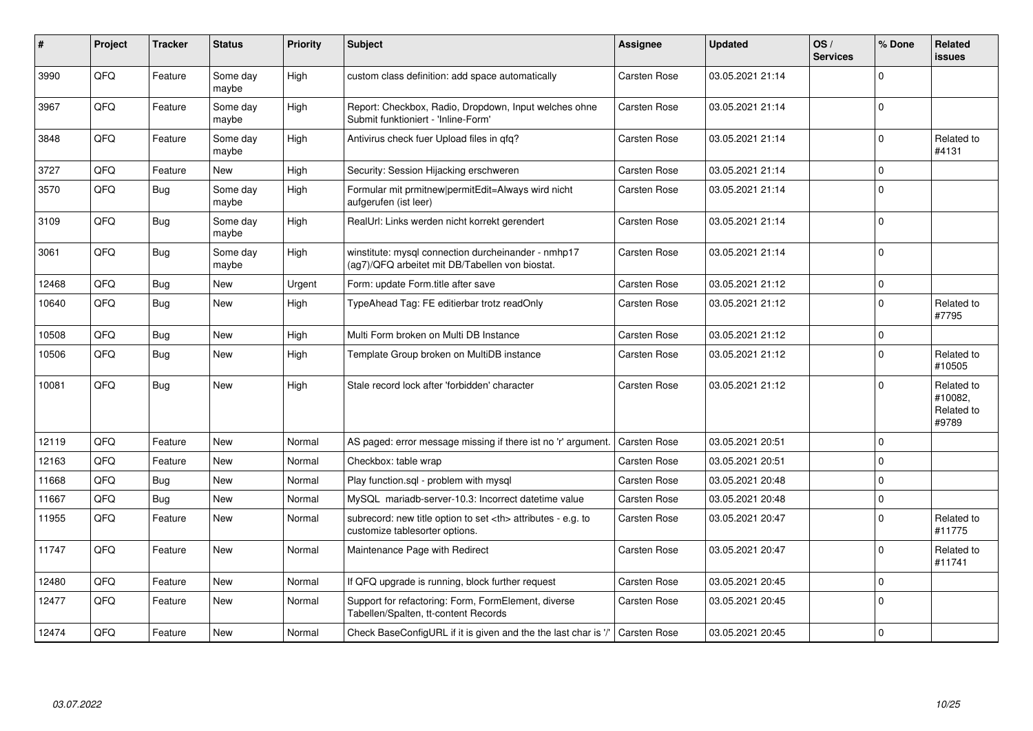| # | Project | Tracker | Status | Priority | Subject | Assignee | Updated | OS / Services | % Done | Related issues |
|---|---|---|---|---|---|---|---|---|---|---|
| 3990 | QFQ | Feature | Some day maybe | High | custom class definition: add space automatically | Carsten Rose | 03.05.2021 21:14 | | 0 | |
| 3967 | QFQ | Feature | Some day maybe | High | Report: Checkbox, Radio, Dropdown, Input welches ohne Submit funktioniert - 'Inline-Form' | Carsten Rose | 03.05.2021 21:14 | | 0 | |
| 3848 | QFQ | Feature | Some day maybe | High | Antivirus check fuer Upload files in qfq? | Carsten Rose | 03.05.2021 21:14 | | 0 | Related to #4131 |
| 3727 | QFQ | Feature | New | High | Security: Session Hijacking erschweren | Carsten Rose | 03.05.2021 21:14 | | 0 | |
| 3570 | QFQ | Bug | Some day maybe | High | Formular mit prmitnew\|permitEdit=Always wird nicht aufgerufen (ist leer) | Carsten Rose | 03.05.2021 21:14 | | 0 | |
| 3109 | QFQ | Bug | Some day maybe | High | RealUrl: Links werden nicht korrekt gerendert | Carsten Rose | 03.05.2021 21:14 | | 0 | |
| 3061 | QFQ | Bug | Some day maybe | High | winstitute: mysql connection durcheinander - nmhp17 (ag7)/QFQ arbeitet mit DB/Tabellen von biostat. | Carsten Rose | 03.05.2021 21:14 | | 0 | |
| 12468 | QFQ | Bug | New | Urgent | Form: update Form.title after save | Carsten Rose | 03.05.2021 21:12 | | 0 | |
| 10640 | QFQ | Bug | New | High | TypeAhead Tag: FE editierbar trotz readOnly | Carsten Rose | 03.05.2021 21:12 | | 0 | Related to #7795 |
| 10508 | QFQ | Bug | New | High | Multi Form broken on Multi DB Instance | Carsten Rose | 03.05.2021 21:12 | | 0 | |
| 10506 | QFQ | Bug | New | High | Template Group broken on MultiDB instance | Carsten Rose | 03.05.2021 21:12 | | 0 | Related to #10505 |
| 10081 | QFQ | Bug | New | High | Stale record lock after 'forbidden' character | Carsten Rose | 03.05.2021 21:12 | | 0 | Related to #10082, Related to #9789 |
| 12119 | QFQ | Feature | New | Normal | AS paged: error message missing if there ist no 'r' argument. | Carsten Rose | 03.05.2021 20:51 | | 0 | |
| 12163 | QFQ | Feature | New | Normal | Checkbox: table wrap | Carsten Rose | 03.05.2021 20:51 | | 0 | |
| 11668 | QFQ | Bug | New | Normal | Play function.sql - problem with mysql | Carsten Rose | 03.05.2021 20:48 | | 0 | |
| 11667 | QFQ | Bug | New | Normal | MySQL mariadb-server-10.3: Incorrect datetime value | Carsten Rose | 03.05.2021 20:48 | | 0 | |
| 11955 | QFQ | Feature | New | Normal | subrecord: new title option to set <th> attributes - e.g. to customize tablesorter options. | Carsten Rose | 03.05.2021 20:47 | | 0 | Related to #11775 |
| 11747 | QFQ | Feature | New | Normal | Maintenance Page with Redirect | Carsten Rose | 03.05.2021 20:47 | | 0 | Related to #11741 |
| 12480 | QFQ | Feature | New | Normal | If QFQ upgrade is running, block further request | Carsten Rose | 03.05.2021 20:45 | | 0 | |
| 12477 | QFQ | Feature | New | Normal | Support for refactoring: Form, FormElement, diverse Tabellen/Spalten, tt-content Records | Carsten Rose | 03.05.2021 20:45 | | 0 | |
| 12474 | QFQ | Feature | New | Normal | Check BaseConfigURL if it is given and the the last char is '/' | Carsten Rose | 03.05.2021 20:45 | | 0 | |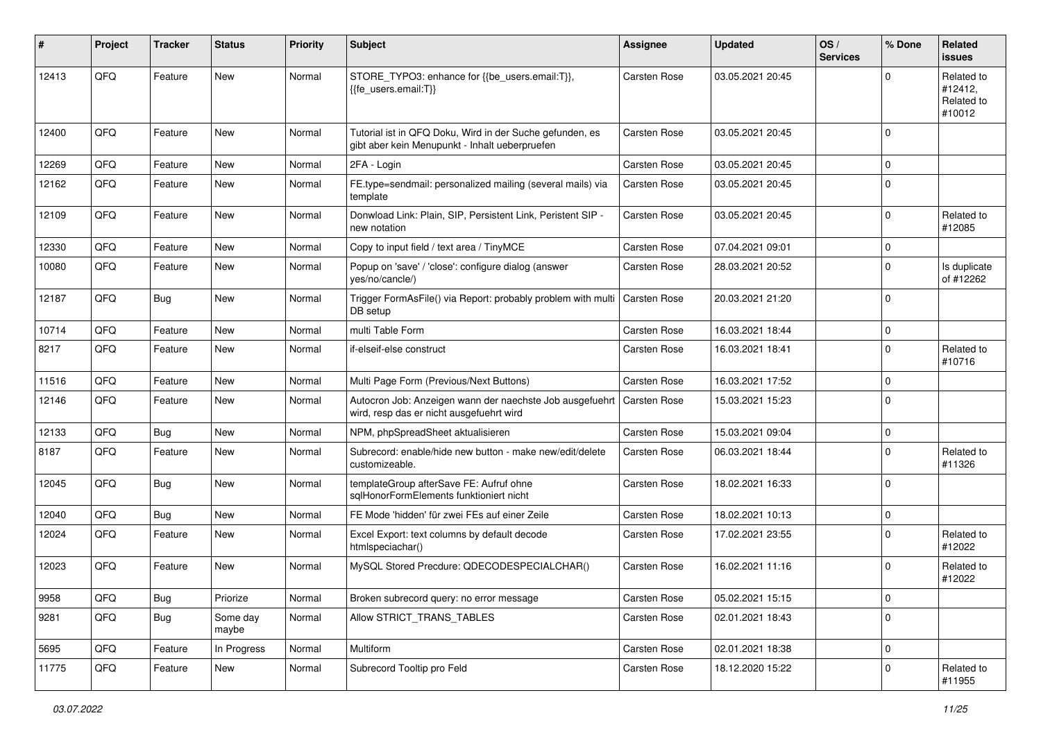| # | Project | Tracker | Status | Priority | Subject | Assignee | Updated | OS / Services | % Done | Related issues |
|---|---|---|---|---|---|---|---|---|---|---|
| 12413 | QFQ | Feature | New | Normal | STORE_TYPO3: enhance for {{be_users.email:T}}, {{fe_users.email:T}} | Carsten Rose | 03.05.2021 20:45 | | 0 | Related to #12412, Related to #10012 |
| 12400 | QFQ | Feature | New | Normal | Tutorial ist in QFQ Doku, Wird in der Suche gefunden, es gibt aber kein Menupunkt - Inhalt ueberpruefen | Carsten Rose | 03.05.2021 20:45 | | 0 | |
| 12269 | QFQ | Feature | New | Normal | 2FA - Login | Carsten Rose | 03.05.2021 20:45 | | 0 | |
| 12162 | QFQ | Feature | New | Normal | FE.type=sendmail: personalized mailing (several mails) via template | Carsten Rose | 03.05.2021 20:45 | | 0 | |
| 12109 | QFQ | Feature | New | Normal | Donwload Link: Plain, SIP, Persistent Link, Peristent SIP - new notation | Carsten Rose | 03.05.2021 20:45 | | 0 | Related to #12085 |
| 12330 | QFQ | Feature | New | Normal | Copy to input field / text area / TinyMCE | Carsten Rose | 07.04.2021 09:01 | | 0 | |
| 10080 | QFQ | Feature | New | Normal | Popup on 'save' / 'close': configure dialog (answer yes/no/cancle/) | Carsten Rose | 28.03.2021 20:52 | | 0 | Is duplicate of #12262 |
| 12187 | QFQ | Bug | New | Normal | Trigger FormAsFile() via Report: probably problem with multi DB setup | Carsten Rose | 20.03.2021 21:20 | | 0 | |
| 10714 | QFQ | Feature | New | Normal | multi Table Form | Carsten Rose | 16.03.2021 18:44 | | 0 | |
| 8217 | QFQ | Feature | New | Normal | if-elseif-else construct | Carsten Rose | 16.03.2021 18:41 | | 0 | Related to #10716 |
| 11516 | QFQ | Feature | New | Normal | Multi Page Form (Previous/Next Buttons) | Carsten Rose | 16.03.2021 17:52 | | 0 | |
| 12146 | QFQ | Feature | New | Normal | Autocron Job: Anzeigen wann der naechste Job ausgefuehrt wird, resp das er nicht ausgefuehrt wird | Carsten Rose | 15.03.2021 15:23 | | 0 | |
| 12133 | QFQ | Bug | New | Normal | NPM, phpSpreadSheet aktualisieren | Carsten Rose | 15.03.2021 09:04 | | 0 | |
| 8187 | QFQ | Feature | New | Normal | Subrecord: enable/hide new button - make new/edit/delete customizeable. | Carsten Rose | 06.03.2021 18:44 | | 0 | Related to #11326 |
| 12045 | QFQ | Bug | New | Normal | templateGroup afterSave FE: Aufruf ohne sqlHonorFormElements funktioniert nicht | Carsten Rose | 18.02.2021 16:33 | | 0 | |
| 12040 | QFQ | Bug | New | Normal | FE Mode 'hidden' für zwei FEs auf einer Zeile | Carsten Rose | 18.02.2021 10:13 | | 0 | |
| 12024 | QFQ | Feature | New | Normal | Excel Export: text columns by default decode htmlspeciachar() | Carsten Rose | 17.02.2021 23:55 | | 0 | Related to #12022 |
| 12023 | QFQ | Feature | New | Normal | MySQL Stored Precdure: QDECODESPECIALCHAR() | Carsten Rose | 16.02.2021 11:16 | | 0 | Related to #12022 |
| 9958 | QFQ | Bug | Priorize | Normal | Broken subrecord query: no error message | Carsten Rose | 05.02.2021 15:15 | | 0 | |
| 9281 | QFQ | Bug | Some day maybe | Normal | Allow STRICT_TRANS_TABLES | Carsten Rose | 02.01.2021 18:43 | | 0 | |
| 5695 | QFQ | Feature | In Progress | Normal | Multiform | Carsten Rose | 02.01.2021 18:38 | | 0 | |
| 11775 | QFQ | Feature | New | Normal | Subrecord Tooltip pro Feld | Carsten Rose | 18.12.2020 15:22 | | 0 | Related to #11955 |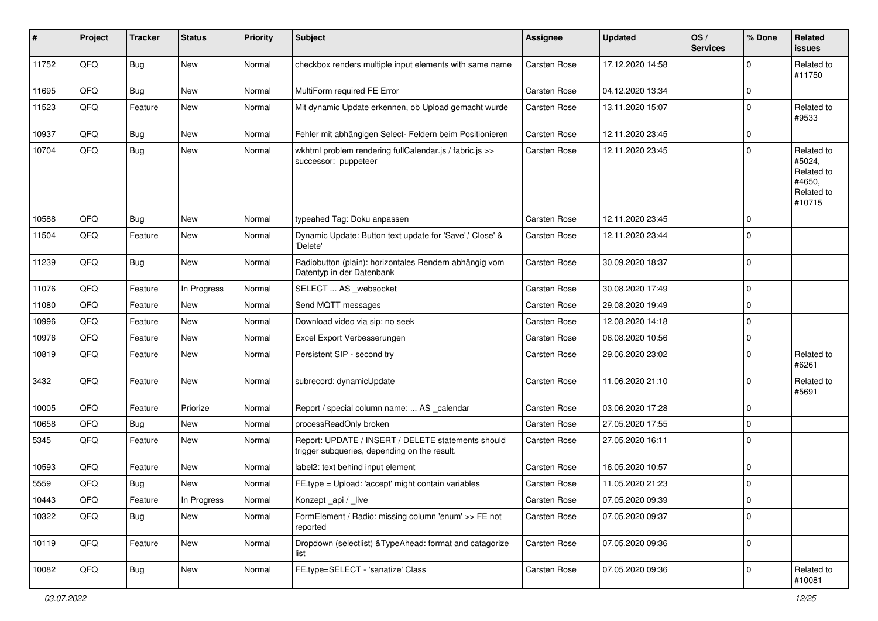| # | Project | Tracker | Status | Priority | Subject | Assignee | Updated | OS / Services | % Done | Related issues |
|---|---|---|---|---|---|---|---|---|---|---|
| 11752 | QFQ | Bug | New | Normal | checkbox renders multiple input elements with same name | Carsten Rose | 17.12.2020 14:58 | | 0 | Related to #11750 |
| 11695 | QFQ | Bug | New | Normal | MultiForm required FE Error | Carsten Rose | 04.12.2020 13:34 | | 0 | |
| 11523 | QFQ | Feature | New | Normal | Mit dynamic Update erkennen, ob Upload gemacht wurde | Carsten Rose | 13.11.2020 15:07 | | 0 | Related to #9533 |
| 10937 | QFQ | Bug | New | Normal | Fehler mit abhängigen Select- Feldern beim Positionieren | Carsten Rose | 12.11.2020 23:45 | | 0 | |
| 10704 | QFQ | Bug | New | Normal | wkhtml problem rendering fullCalendar.js / fabric.js >> successor: puppeteer | Carsten Rose | 12.11.2020 23:45 | | 0 | Related to #5024, Related to #4650, Related to #10715 |
| 10588 | QFQ | Bug | New | Normal | typeahed Tag: Doku anpassen | Carsten Rose | 12.11.2020 23:45 | | 0 | |
| 11504 | QFQ | Feature | New | Normal | Dynamic Update: Button text update for 'Save',' Close' & 'Delete' | Carsten Rose | 12.11.2020 23:44 | | 0 | |
| 11239 | QFQ | Bug | New | Normal | Radiobutton (plain): horizontales Rendern abhängig vom Datentyp in der Datenbank | Carsten Rose | 30.09.2020 18:37 | | 0 | |
| 11076 | QFQ | Feature | In Progress | Normal | SELECT ... AS _websocket | Carsten Rose | 30.08.2020 17:49 | | 0 | |
| 11080 | QFQ | Feature | New | Normal | Send MQTT messages | Carsten Rose | 29.08.2020 19:49 | | 0 | |
| 10996 | QFQ | Feature | New | Normal | Download video via sip: no seek | Carsten Rose | 12.08.2020 14:18 | | 0 | |
| 10976 | QFQ | Feature | New | Normal | Excel Export Verbesserungen | Carsten Rose | 06.08.2020 10:56 | | 0 | |
| 10819 | QFQ | Feature | New | Normal | Persistent SIP - second try | Carsten Rose | 29.06.2020 23:02 | | 0 | Related to #6261 |
| 3432 | QFQ | Feature | New | Normal | subrecord: dynamicUpdate | Carsten Rose | 11.06.2020 21:10 | | 0 | Related to #5691 |
| 10005 | QFQ | Feature | Priorize | Normal | Report / special column name: ... AS _calendar | Carsten Rose | 03.06.2020 17:28 | | 0 | |
| 10658 | QFQ | Bug | New | Normal | processReadOnly broken | Carsten Rose | 27.05.2020 17:55 | | 0 | |
| 5345 | QFQ | Feature | New | Normal | Report: UPDATE / INSERT / DELETE statements should trigger subqueries, depending on the result. | Carsten Rose | 27.05.2020 16:11 | | 0 | |
| 10593 | QFQ | Feature | New | Normal | label2: text behind input element | Carsten Rose | 16.05.2020 10:57 | | 0 | |
| 5559 | QFQ | Bug | New | Normal | FE.type = Upload: 'accept' might contain variables | Carsten Rose | 11.05.2020 21:23 | | 0 | |
| 10443 | QFQ | Feature | In Progress | Normal | Konzept _api / _live | Carsten Rose | 07.05.2020 09:39 | | 0 | |
| 10322 | QFQ | Bug | New | Normal | FormElement / Radio: missing column 'enum' >> FE not reported | Carsten Rose | 07.05.2020 09:37 | | 0 | |
| 10119 | QFQ | Feature | New | Normal | Dropdown (selectlist) &TypeAhead: format and catagorize list | Carsten Rose | 07.05.2020 09:36 | | 0 | |
| 10082 | QFQ | Bug | New | Normal | FE.type=SELECT - 'sanatize' Class | Carsten Rose | 07.05.2020 09:36 | | 0 | Related to #10081 |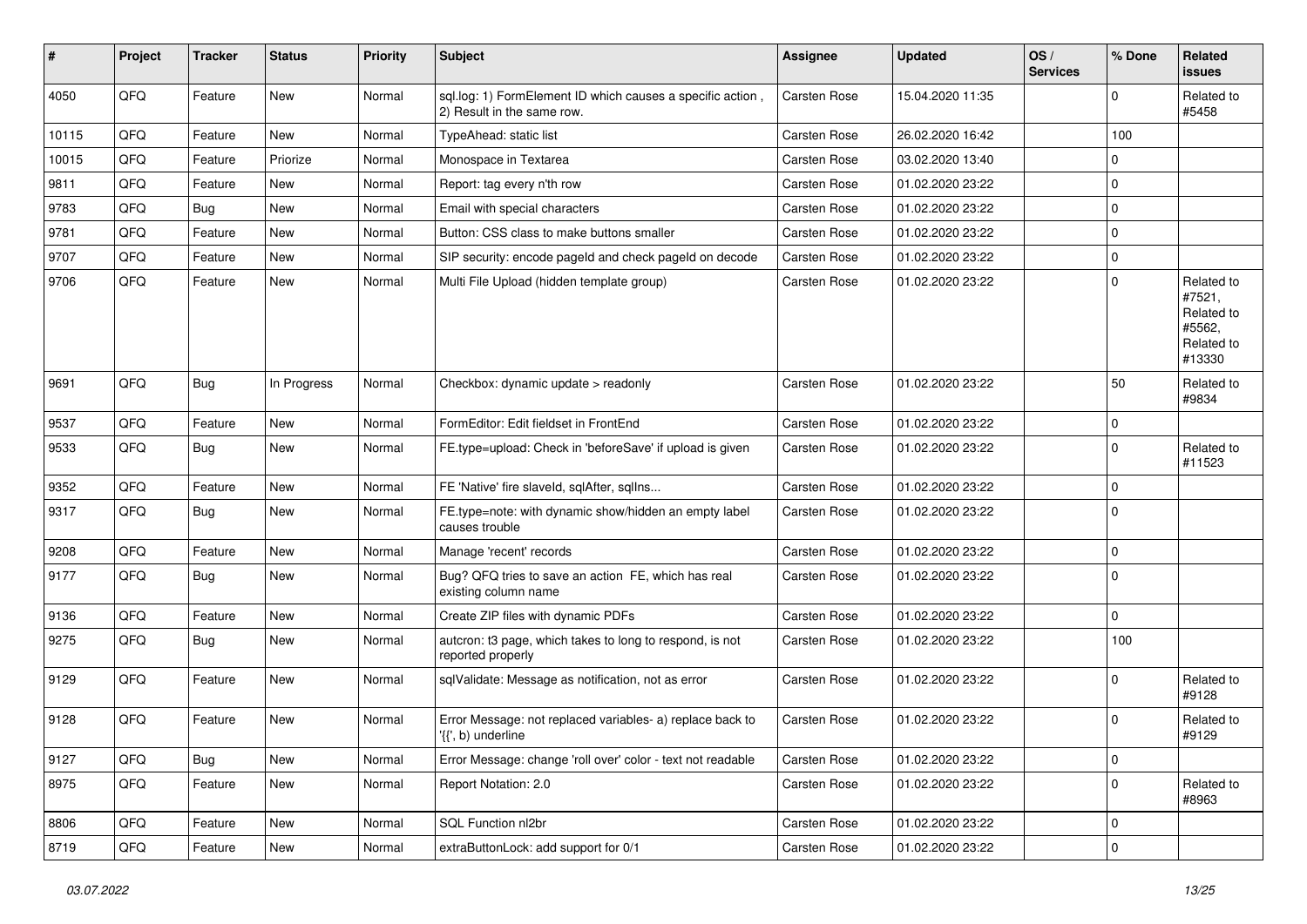| # | Project | Tracker | Status | Priority | Subject | Assignee | Updated | OS / Services | % Done | Related issues |
|---|---|---|---|---|---|---|---|---|---|---|
| 4050 | QFQ | Feature | New | Normal | sql.log: 1) FormElement ID which causes a specific action , 2) Result in the same row. | Carsten Rose | 15.04.2020 11:35 | | 0 | Related to #5458 |
| 10115 | QFQ | Feature | New | Normal | TypeAhead: static list | Carsten Rose | 26.02.2020 16:42 | | 100 | |
| 10015 | QFQ | Feature | Priorize | Normal | Monospace in Textarea | Carsten Rose | 03.02.2020 13:40 | | 0 | |
| 9811 | QFQ | Feature | New | Normal | Report: tag every n'th row | Carsten Rose | 01.02.2020 23:22 | | 0 | |
| 9783 | QFQ | Bug | New | Normal | Email with special characters | Carsten Rose | 01.02.2020 23:22 | | 0 | |
| 9781 | QFQ | Feature | New | Normal | Button: CSS class to make buttons smaller | Carsten Rose | 01.02.2020 23:22 | | 0 | |
| 9707 | QFQ | Feature | New | Normal | SIP security: encode pageId and check pageId on decode | Carsten Rose | 01.02.2020 23:22 | | 0 | |
| 9706 | QFQ | Feature | New | Normal | Multi File Upload (hidden template group) | Carsten Rose | 01.02.2020 23:22 | | 0 | Related to #7521, Related to #5562, Related to #13330 |
| 9691 | QFQ | Bug | In Progress | Normal | Checkbox: dynamic update > readonly | Carsten Rose | 01.02.2020 23:22 | | 50 | Related to #9834 |
| 9537 | QFQ | Feature | New | Normal | FormEditor: Edit fieldset in FrontEnd | Carsten Rose | 01.02.2020 23:22 | | 0 | |
| 9533 | QFQ | Bug | New | Normal | FE.type=upload: Check in 'beforeSave' if upload is given | Carsten Rose | 01.02.2020 23:22 | | 0 | Related to #11523 |
| 9352 | QFQ | Feature | New | Normal | FE 'Native' fire slaveId, sqlAfter, sqlIns... | Carsten Rose | 01.02.2020 23:22 | | 0 | |
| 9317 | QFQ | Bug | New | Normal | FE.type=note: with dynamic show/hidden an empty label causes trouble | Carsten Rose | 01.02.2020 23:22 | | 0 | |
| 9208 | QFQ | Feature | New | Normal | Manage 'recent' records | Carsten Rose | 01.02.2020 23:22 | | 0 | |
| 9177 | QFQ | Bug | New | Normal | Bug? QFQ tries to save an action FE, which has real existing column name | Carsten Rose | 01.02.2020 23:22 | | 0 | |
| 9136 | QFQ | Feature | New | Normal | Create ZIP files with dynamic PDFs | Carsten Rose | 01.02.2020 23:22 | | 0 | |
| 9275 | QFQ | Bug | New | Normal | autcron: t3 page, which takes to long to respond, is not reported properly | Carsten Rose | 01.02.2020 23:22 | | 100 | |
| 9129 | QFQ | Feature | New | Normal | sqlValidate: Message as notification, not as error | Carsten Rose | 01.02.2020 23:22 | | 0 | Related to #9128 |
| 9128 | QFQ | Feature | New | Normal | Error Message: not replaced variables- a) replace back to '{{', b) underline | Carsten Rose | 01.02.2020 23:22 | | 0 | Related to #9129 |
| 9127 | QFQ | Bug | New | Normal | Error Message: change 'roll over' color - text not readable | Carsten Rose | 01.02.2020 23:22 | | 0 | |
| 8975 | QFQ | Feature | New | Normal | Report Notation: 2.0 | Carsten Rose | 01.02.2020 23:22 | | 0 | Related to #8963 |
| 8806 | QFQ | Feature | New | Normal | SQL Function nl2br | Carsten Rose | 01.02.2020 23:22 | | 0 | |
| 8719 | QFQ | Feature | New | Normal | extraButtonLock: add support for 0/1 | Carsten Rose | 01.02.2020 23:22 | | 0 | |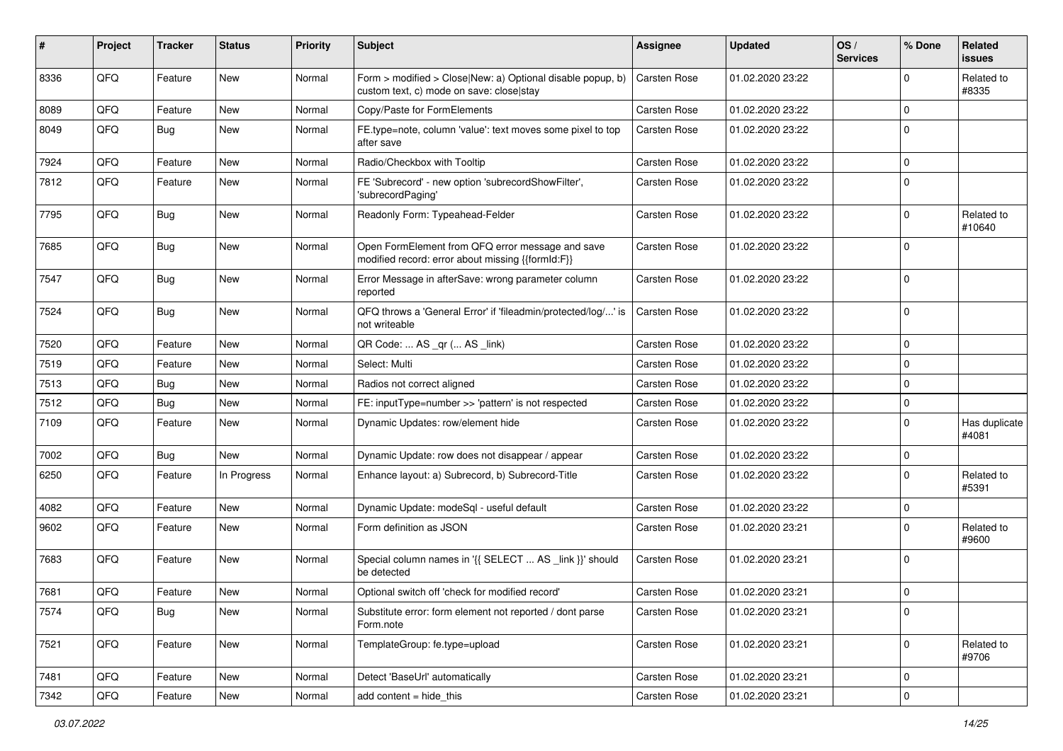| # | Project | Tracker | Status | Priority | Subject | Assignee | Updated | OS / Services | % Done | Related issues |
|---|---|---|---|---|---|---|---|---|---|---|
| 8336 | QFQ | Feature | New | Normal | Form > modified > Close\|New: a) Optional disable popup, b) custom text, c) mode on save: close\|stay | Carsten Rose | 01.02.2020 23:22 | | 0 | Related to #8335 |
| 8089 | QFQ | Feature | New | Normal | Copy/Paste for FormElements | Carsten Rose | 01.02.2020 23:22 | | 0 | |
| 8049 | QFQ | Bug | New | Normal | FE.type=note, column 'value': text moves some pixel to top after save | Carsten Rose | 01.02.2020 23:22 | | 0 | |
| 7924 | QFQ | Feature | New | Normal | Radio/Checkbox with Tooltip | Carsten Rose | 01.02.2020 23:22 | | 0 | |
| 7812 | QFQ | Feature | New | Normal | FE 'Subrecord' - new option 'subrecordShowFilter', 'subrecordPaging' | Carsten Rose | 01.02.2020 23:22 | | 0 | |
| 7795 | QFQ | Bug | New | Normal | Readonly Form: Typeahead-Felder | Carsten Rose | 01.02.2020 23:22 | | 0 | Related to #10640 |
| 7685 | QFQ | Bug | New | Normal | Open FormElement from QFQ error message and save modified record: error about missing {{formId:F}} | Carsten Rose | 01.02.2020 23:22 | | 0 | |
| 7547 | QFQ | Bug | New | Normal | Error Message in afterSave: wrong parameter column reported | Carsten Rose | 01.02.2020 23:22 | | 0 | |
| 7524 | QFQ | Bug | New | Normal | QFQ throws a 'General Error' if 'fileadmin/protected/log/...' is not writeable | Carsten Rose | 01.02.2020 23:22 | | 0 | |
| 7520 | QFQ | Feature | New | Normal | QR Code: ... AS _qr ( ... AS _link) | Carsten Rose | 01.02.2020 23:22 | | 0 | |
| 7519 | QFQ | Feature | New | Normal | Select: Multi | Carsten Rose | 01.02.2020 23:22 | | 0 | |
| 7513 | QFQ | Bug | New | Normal | Radios not correct aligned | Carsten Rose | 01.02.2020 23:22 | | 0 | |
| 7512 | QFQ | Bug | New | Normal | FE: inputType=number >> 'pattern' is not respected | Carsten Rose | 01.02.2020 23:22 | | 0 | |
| 7109 | QFQ | Feature | New | Normal | Dynamic Updates: row/element hide | Carsten Rose | 01.02.2020 23:22 | | 0 | Has duplicate #4081 |
| 7002 | QFQ | Bug | New | Normal | Dynamic Update: row does not disappear / appear | Carsten Rose | 01.02.2020 23:22 | | 0 | |
| 6250 | QFQ | Feature | In Progress | Normal | Enhance layout: a) Subrecord, b) Subrecord-Title | Carsten Rose | 01.02.2020 23:22 | | 0 | Related to #5391 |
| 4082 | QFQ | Feature | New | Normal | Dynamic Update: modeSql - useful default | Carsten Rose | 01.02.2020 23:22 | | 0 | |
| 9602 | QFQ | Feature | New | Normal | Form definition as JSON | Carsten Rose | 01.02.2020 23:21 | | 0 | Related to #9600 |
| 7683 | QFQ | Feature | New | Normal | Special column names in '{{ SELECT ... AS _link }}' should be detected | Carsten Rose | 01.02.2020 23:21 | | 0 | |
| 7681 | QFQ | Feature | New | Normal | Optional switch off 'check for modified record' | Carsten Rose | 01.02.2020 23:21 | | 0 | |
| 7574 | QFQ | Bug | New | Normal | Substitute error: form element not reported / dont parse Form.note | Carsten Rose | 01.02.2020 23:21 | | 0 | |
| 7521 | QFQ | Feature | New | Normal | TemplateGroup: fe.type=upload | Carsten Rose | 01.02.2020 23:21 | | 0 | Related to #9706 |
| 7481 | QFQ | Feature | New | Normal | Detect 'BaseUrl' automatically | Carsten Rose | 01.02.2020 23:21 | | 0 | |
| 7342 | QFQ | Feature | New | Normal | add content = hide_this | Carsten Rose | 01.02.2020 23:21 | | 0 | |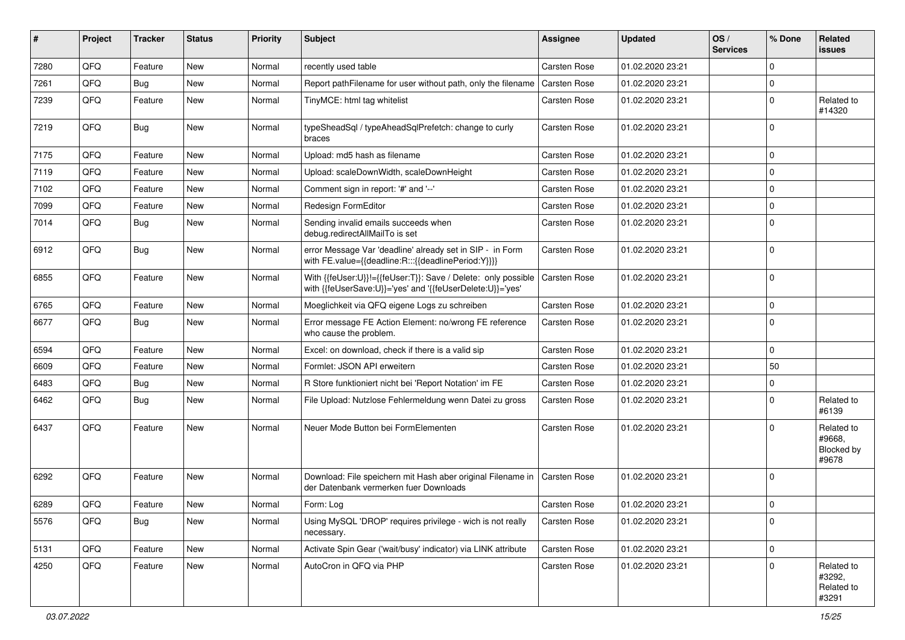| # | Project | Tracker | Status | Priority | Subject | Assignee | Updated | OS / Services | % Done | Related issues |
|---|---|---|---|---|---|---|---|---|---|---|
| 7280 | QFQ | Feature | New | Normal | recently used table | Carsten Rose | 01.02.2020 23:21 | | 0 | |
| 7261 | QFQ | Bug | New | Normal | Report pathFilename for user without path, only the filename | Carsten Rose | 01.02.2020 23:21 | | 0 | |
| 7239 | QFQ | Feature | New | Normal | TinyMCE: html tag whitelist | Carsten Rose | 01.02.2020 23:21 | | 0 | Related to #14320 |
| 7219 | QFQ | Bug | New | Normal | typeSheadSql / typeAheadSqlPrefetch: change to curly braces | Carsten Rose | 01.02.2020 23:21 | | 0 | |
| 7175 | QFQ | Feature | New | Normal | Upload: md5 hash as filename | Carsten Rose | 01.02.2020 23:21 | | 0 | |
| 7119 | QFQ | Feature | New | Normal | Upload: scaleDownWidth, scaleDownHeight | Carsten Rose | 01.02.2020 23:21 | | 0 | |
| 7102 | QFQ | Feature | New | Normal | Comment sign in report: '#' and '--' | Carsten Rose | 01.02.2020 23:21 | | 0 | |
| 7099 | QFQ | Feature | New | Normal | Redesign FormEditor | Carsten Rose | 01.02.2020 23:21 | | 0 | |
| 7014 | QFQ | Bug | New | Normal | Sending invalid emails succeeds when debug.redirectAllMailTo is set | Carsten Rose | 01.02.2020 23:21 | | 0 | |
| 6912 | QFQ | Bug | New | Normal | error Message Var 'deadline' already set in SIP - in Form with FE.value={{deadline:R:::{{deadlinePeriod:Y}}}} | Carsten Rose | 01.02.2020 23:21 | | 0 | |
| 6855 | QFQ | Feature | New | Normal | With {{feUser:U}}!={{feUser:T}}: Save / Delete: only possible with {{feUserSave:U}}='yes' and '{{feUserDelete:U}}='yes' | Carsten Rose | 01.02.2020 23:21 | | 0 | |
| 6765 | QFQ | Feature | New | Normal | Moeglichkeit via QFQ eigene Logs zu schreiben | Carsten Rose | 01.02.2020 23:21 | | 0 | |
| 6677 | QFQ | Bug | New | Normal | Error message FE Action Element: no/wrong FE reference who cause the problem. | Carsten Rose | 01.02.2020 23:21 | | 0 | |
| 6594 | QFQ | Feature | New | Normal | Excel: on download, check if there is a valid sip | Carsten Rose | 01.02.2020 23:21 | | 0 | |
| 6609 | QFQ | Feature | New | Normal | Formlet: JSON API erweitern | Carsten Rose | 01.02.2020 23:21 | | 50 | |
| 6483 | QFQ | Bug | New | Normal | R Store funktioniert nicht bei 'Report Notation' im FE | Carsten Rose | 01.02.2020 23:21 | | 0 | |
| 6462 | QFQ | Bug | New | Normal | File Upload: Nutzlose Fehlermeldung wenn Datei zu gross | Carsten Rose | 01.02.2020 23:21 | | 0 | Related to #6139 |
| 6437 | QFQ | Feature | New | Normal | Neuer Mode Button bei FormElementen | Carsten Rose | 01.02.2020 23:21 | | 0 | Related to #9668, Blocked by #9678 |
| 6292 | QFQ | Feature | New | Normal | Download: File speichern mit Hash aber original Filename in der Datenbank vermerken fuer Downloads | Carsten Rose | 01.02.2020 23:21 | | 0 | |
| 6289 | QFQ | Feature | New | Normal | Form: Log | Carsten Rose | 01.02.2020 23:21 | | 0 | |
| 5576 | QFQ | Bug | New | Normal | Using MySQL 'DROP' requires privilege - wich is not really necessary. | Carsten Rose | 01.02.2020 23:21 | | 0 | |
| 5131 | QFQ | Feature | New | Normal | Activate Spin Gear ('wait/busy' indicator) via LINK attribute | Carsten Rose | 01.02.2020 23:21 | | 0 | |
| 4250 | QFQ | Feature | New | Normal | AutoCron in QFQ via PHP | Carsten Rose | 01.02.2020 23:21 | | 0 | Related to #3292, Related to #3291 |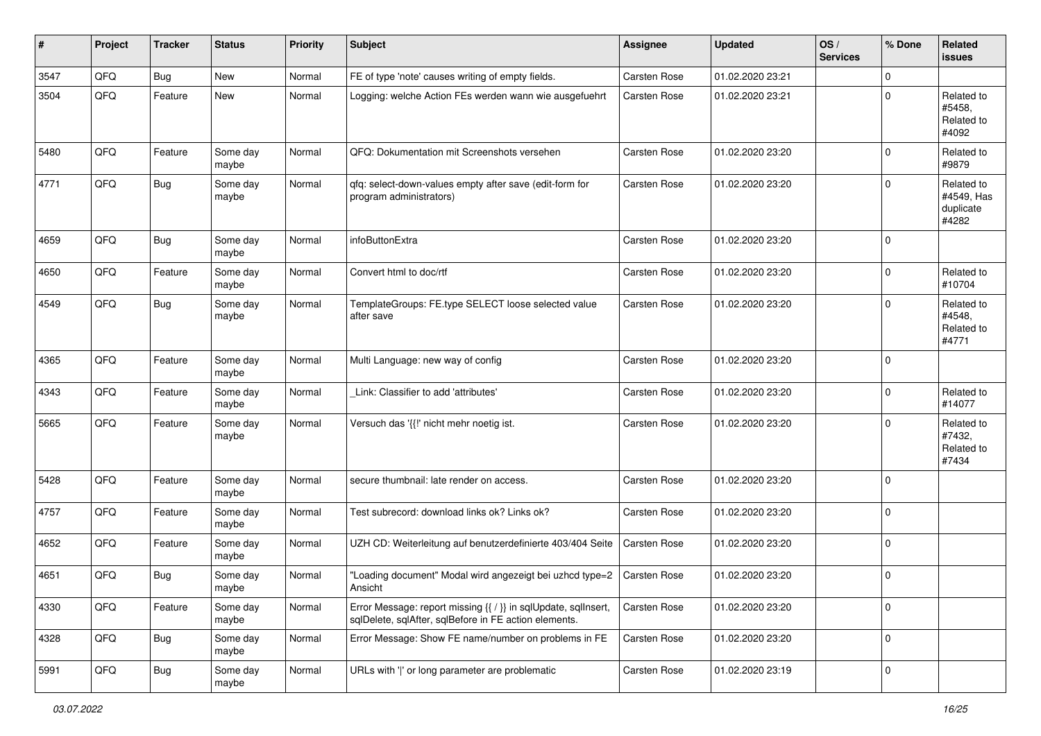| # | Project | Tracker | Status | Priority | Subject | Assignee | Updated | OS / Services | % Done | Related issues |
|---|---|---|---|---|---|---|---|---|---|---|
| 3547 | QFQ | Bug | New | Normal | FE of type 'note' causes writing of empty fields. | Carsten Rose | 01.02.2020 23:21 | | 0 | |
| 3504 | QFQ | Feature | New | Normal | Logging: welche Action FEs werden wann wie ausgefuehrt | Carsten Rose | 01.02.2020 23:21 | | 0 | Related to #5458, Related to #4092 |
| 5480 | QFQ | Feature | Some day maybe | Normal | QFQ: Dokumentation mit Screenshots versehen | Carsten Rose | 01.02.2020 23:20 | | 0 | Related to #9879 |
| 4771 | QFQ | Bug | Some day maybe | Normal | qfq: select-down-values empty after save (edit-form for program administrators) | Carsten Rose | 01.02.2020 23:20 | | 0 | Related to #4549, Has duplicate #4282 |
| 4659 | QFQ | Bug | Some day maybe | Normal | infoButtonExtra | Carsten Rose | 01.02.2020 23:20 | | 0 | |
| 4650 | QFQ | Feature | Some day maybe | Normal | Convert html to doc/rtf | Carsten Rose | 01.02.2020 23:20 | | 0 | Related to #10704 |
| 4549 | QFQ | Bug | Some day maybe | Normal | TemplateGroups: FE.type SELECT loose selected value after save | Carsten Rose | 01.02.2020 23:20 | | 0 | Related to #4548, Related to #4771 |
| 4365 | QFQ | Feature | Some day maybe | Normal | Multi Language: new way of config | Carsten Rose | 01.02.2020 23:20 | | 0 | |
| 4343 | QFQ | Feature | Some day maybe | Normal | _Link: Classifier to add 'attributes' | Carsten Rose | 01.02.2020 23:20 | | 0 | Related to #14077 |
| 5665 | QFQ | Feature | Some day maybe | Normal | Versuch das '{{!' nicht mehr noetig ist. | Carsten Rose | 01.02.2020 23:20 | | 0 | Related to #7432, Related to #7434 |
| 5428 | QFQ | Feature | Some day maybe | Normal | secure thumbnail: late render on access. | Carsten Rose | 01.02.2020 23:20 | | 0 | |
| 4757 | QFQ | Feature | Some day maybe | Normal | Test subrecord: download links ok? Links ok? | Carsten Rose | 01.02.2020 23:20 | | 0 | |
| 4652 | QFQ | Feature | Some day maybe | Normal | UZH CD: Weiterleitung auf benutzerdefinierte 403/404 Seite | Carsten Rose | 01.02.2020 23:20 | | 0 | |
| 4651 | QFQ | Bug | Some day maybe | Normal | "Loading document" Modal wird angezeigt bei uzhcd type=2 Ansicht | Carsten Rose | 01.02.2020 23:20 | | 0 | |
| 4330 | QFQ | Feature | Some day maybe | Normal | Error Message: report missing {{ / }} in sqlUpdate, sqlInsert, sqlDelete, sqlAfter, sqlBefore in FE action elements. | Carsten Rose | 01.02.2020 23:20 | | 0 | |
| 4328 | QFQ | Bug | Some day maybe | Normal | Error Message: Show FE name/number on problems in FE | Carsten Rose | 01.02.2020 23:20 | | 0 | |
| 5991 | QFQ | Bug | Some day maybe | Normal | URLs with '\|' or long parameter are problematic | Carsten Rose | 01.02.2020 23:19 | | 0 | |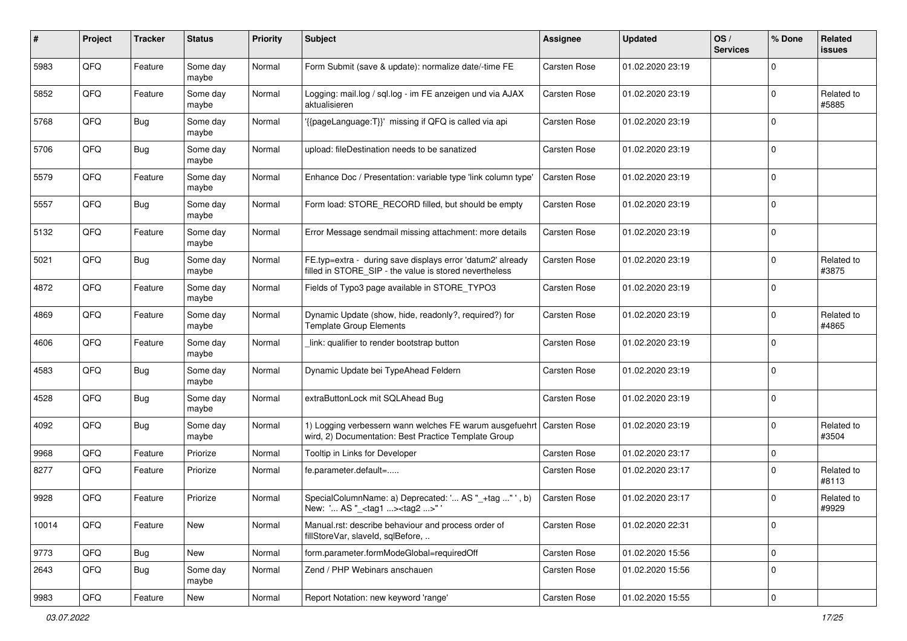| # | Project | Tracker | Status | Priority | Subject | Assignee | Updated | OS / Services | % Done | Related issues |
|---|---|---|---|---|---|---|---|---|---|---|
| 5983 | QFQ | Feature | Some day maybe | Normal | Form Submit (save & update): normalize date/-time FE | Carsten Rose | 01.02.2020 23:19 | | 0 | |
| 5852 | QFQ | Feature | Some day maybe | Normal | Logging: mail.log / sql.log - im FE anzeigen und via AJAX aktualisieren | Carsten Rose | 01.02.2020 23:19 | | 0 | Related to #5885 |
| 5768 | QFQ | Bug | Some day maybe | Normal | '{{pageLanguage:T}}' missing if QFQ is called via api | Carsten Rose | 01.02.2020 23:19 | | 0 | |
| 5706 | QFQ | Bug | Some day maybe | Normal | upload: fileDestination needs to be sanatized | Carsten Rose | 01.02.2020 23:19 | | 0 | |
| 5579 | QFQ | Feature | Some day maybe | Normal | Enhance Doc / Presentation: variable type 'link column type' | Carsten Rose | 01.02.2020 23:19 | | 0 | |
| 5557 | QFQ | Bug | Some day maybe | Normal | Form load: STORE_RECORD filled, but should be empty | Carsten Rose | 01.02.2020 23:19 | | 0 | |
| 5132 | QFQ | Feature | Some day maybe | Normal | Error Message sendmail missing attachment: more details | Carsten Rose | 01.02.2020 23:19 | | 0 | |
| 5021 | QFQ | Bug | Some day maybe | Normal | FE.typ=extra - during save displays error 'datum2' already filled in STORE_SIP - the value is stored nevertheless | Carsten Rose | 01.02.2020 23:19 | | 0 | Related to #3875 |
| 4872 | QFQ | Feature | Some day maybe | Normal | Fields of Typo3 page available in STORE_TYPO3 | Carsten Rose | 01.02.2020 23:19 | | 0 | |
| 4869 | QFQ | Feature | Some day maybe | Normal | Dynamic Update (show, hide, readonly?, required?) for Template Group Elements | Carsten Rose | 01.02.2020 23:19 | | 0 | Related to #4865 |
| 4606 | QFQ | Feature | Some day maybe | Normal | _link: qualifier to render bootstrap button | Carsten Rose | 01.02.2020 23:19 | | 0 | |
| 4583 | QFQ | Bug | Some day maybe | Normal | Dynamic Update bei TypeAhead Feldern | Carsten Rose | 01.02.2020 23:19 | | 0 | |
| 4528 | QFQ | Bug | Some day maybe | Normal | extraButtonLock mit SQLAhead Bug | Carsten Rose | 01.02.2020 23:19 | | 0 | |
| 4092 | QFQ | Bug | Some day maybe | Normal | 1) Logging verbessern wann welches FE warum ausgefuehrt wird, 2) Documentation: Best Practice Template Group | Carsten Rose | 01.02.2020 23:19 | | 0 | Related to #3504 |
| 9968 | QFQ | Feature | Priorize | Normal | Tooltip in Links for Developer | Carsten Rose | 01.02.2020 23:17 | | 0 | |
| 8277 | QFQ | Feature | Priorize | Normal | fe.parameter.default=..... | Carsten Rose | 01.02.2020 23:17 | | 0 | Related to #8113 |
| 9928 | QFQ | Feature | Priorize | Normal | SpecialColumnName: a) Deprecated: '... AS "_+tag ..." ', b) New: '... AS "_<tag1 ...><tag2 ...>" ' | Carsten Rose | 01.02.2020 23:17 | | 0 | Related to #9929 |
| 10014 | QFQ | Feature | New | Normal | Manual.rst: describe behaviour and process order of fillStoreVar, slaveId, sqlBefore, .. | Carsten Rose | 01.02.2020 22:31 | | 0 | |
| 9773 | QFQ | Bug | New | Normal | form.parameter.formModeGlobal=requiredOff | Carsten Rose | 01.02.2020 15:56 | | 0 | |
| 2643 | QFQ | Bug | Some day maybe | Normal | Zend / PHP Webinars anschauen | Carsten Rose | 01.02.2020 15:56 | | 0 | |
| 9983 | QFQ | Feature | New | Normal | Report Notation: new keyword 'range' | Carsten Rose | 01.02.2020 15:55 | | 0 | |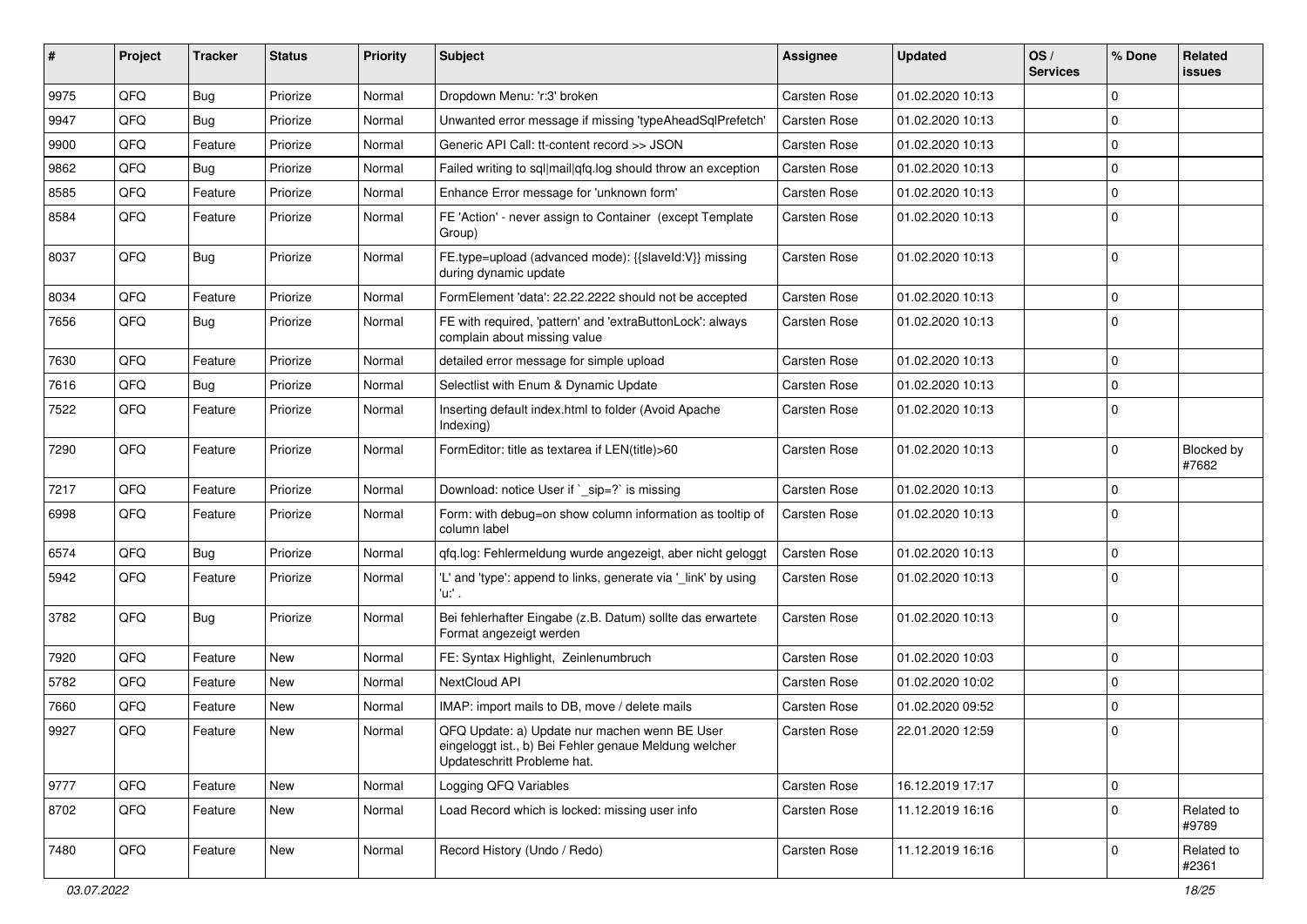| # | Project | Tracker | Status | Priority | Subject | Assignee | Updated | OS / Services | % Done | Related issues |
|---|---|---|---|---|---|---|---|---|---|---|
| 9975 | QFQ | Bug | Priorize | Normal | Dropdown Menu: 'r:3' broken | Carsten Rose | 01.02.2020 10:13 | | 0 | |
| 9947 | QFQ | Bug | Priorize | Normal | Unwanted error message if missing 'typeAheadSqlPrefetch' | Carsten Rose | 01.02.2020 10:13 | | 0 | |
| 9900 | QFQ | Feature | Priorize | Normal | Generic API Call: tt-content record >> JSON | Carsten Rose | 01.02.2020 10:13 | | 0 | |
| 9862 | QFQ | Bug | Priorize | Normal | Failed writing to sql\|mail\|qfq.log should throw an exception | Carsten Rose | 01.02.2020 10:13 | | 0 | |
| 8585 | QFQ | Feature | Priorize | Normal | Enhance Error message for 'unknown form' | Carsten Rose | 01.02.2020 10:13 | | 0 | |
| 8584 | QFQ | Feature | Priorize | Normal | FE 'Action' - never assign to Container (except Template Group) | Carsten Rose | 01.02.2020 10:13 | | 0 | |
| 8037 | QFQ | Bug | Priorize | Normal | FE.type=upload (advanced mode): {{slaveId:V}} missing during dynamic update | Carsten Rose | 01.02.2020 10:13 | | 0 | |
| 8034 | QFQ | Feature | Priorize | Normal | FormElement 'data': 22.22.2222 should not be accepted | Carsten Rose | 01.02.2020 10:13 | | 0 | |
| 7656 | QFQ | Bug | Priorize | Normal | FE with required, 'pattern' and 'extraButtonLock': always complain about missing value | Carsten Rose | 01.02.2020 10:13 | | 0 | |
| 7630 | QFQ | Feature | Priorize | Normal | detailed error message for simple upload | Carsten Rose | 01.02.2020 10:13 | | 0 | |
| 7616 | QFQ | Bug | Priorize | Normal | Selectlist with Enum & Dynamic Update | Carsten Rose | 01.02.2020 10:13 | | 0 | |
| 7522 | QFQ | Feature | Priorize | Normal | Inserting default index.html to folder (Avoid Apache Indexing) | Carsten Rose | 01.02.2020 10:13 | | 0 | |
| 7290 | QFQ | Feature | Priorize | Normal | FormEditor: title as textarea if LEN(title)>60 | Carsten Rose | 01.02.2020 10:13 | | 0 | Blocked by #7682 |
| 7217 | QFQ | Feature | Priorize | Normal | Download: notice User if `_sip=?` is missing | Carsten Rose | 01.02.2020 10:13 | | 0 | |
| 6998 | QFQ | Feature | Priorize | Normal | Form: with debug=on show column information as tooltip of column label | Carsten Rose | 01.02.2020 10:13 | | 0 | |
| 6574 | QFQ | Bug | Priorize | Normal | qfq.log: Fehlermeldung wurde angezeigt, aber nicht geloggt | Carsten Rose | 01.02.2020 10:13 | | 0 | |
| 5942 | QFQ | Feature | Priorize | Normal | 'L' and 'type': append to links, generate via '_link' by using 'u:' . | Carsten Rose | 01.02.2020 10:13 | | 0 | |
| 3782 | QFQ | Bug | Priorize | Normal | Bei fehlerhafter Eingabe (z.B. Datum) sollte das erwartete Format angezeigt werden | Carsten Rose | 01.02.2020 10:13 | | 0 | |
| 7920 | QFQ | Feature | New | Normal | FE: Syntax Highlight, Zeinlenumbruch | Carsten Rose | 01.02.2020 10:03 | | 0 | |
| 5782 | QFQ | Feature | New | Normal | NextCloud API | Carsten Rose | 01.02.2020 10:02 | | 0 | |
| 7660 | QFQ | Feature | New | Normal | IMAP: import mails to DB, move / delete mails | Carsten Rose | 01.02.2020 09:52 | | 0 | |
| 9927 | QFQ | Feature | New | Normal | QFQ Update: a) Update nur machen wenn BE User eingeloggt ist., b) Bei Fehler genaue Meldung welcher Updateschritt Probleme hat. | Carsten Rose | 22.01.2020 12:59 | | 0 | |
| 9777 | QFQ | Feature | New | Normal | Logging QFQ Variables | Carsten Rose | 16.12.2019 17:17 | | 0 | |
| 8702 | QFQ | Feature | New | Normal | Load Record which is locked: missing user info | Carsten Rose | 11.12.2019 16:16 | | 0 | Related to #9789 |
| 7480 | QFQ | Feature | New | Normal | Record History (Undo / Redo) | Carsten Rose | 11.12.2019 16:16 | | 0 | Related to #2361 |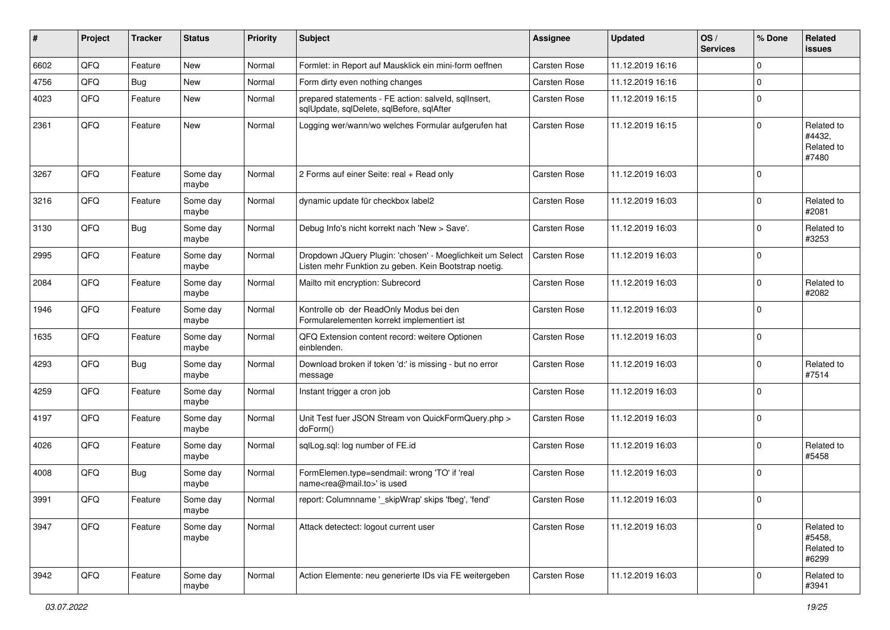| # | Project | Tracker | Status | Priority | Subject | Assignee | Updated | OS / Services | % Done | Related issues |
|---|---|---|---|---|---|---|---|---|---|---|
| 6602 | QFQ | Feature | New | Normal | Formlet: in Report auf Mausklick ein mini-form oeffnen | Carsten Rose | 11.12.2019 16:16 | | 0 | |
| 4756 | QFQ | Bug | New | Normal | Form dirty even nothing changes | Carsten Rose | 11.12.2019 16:16 | | 0 | |
| 4023 | QFQ | Feature | New | Normal | prepared statements - FE action: salveId, sqlInsert, sqlUpdate, sqlDelete, sqlBefore, sqlAfter | Carsten Rose | 11.12.2019 16:15 | | 0 | |
| 2361 | QFQ | Feature | New | Normal | Logging wer/wann/wo welches Formular aufgerufen hat | Carsten Rose | 11.12.2019 16:15 | | 0 | Related to #4432, Related to #7480 |
| 3267 | QFQ | Feature | Some day maybe | Normal | 2 Forms auf einer Seite: real + Read only | Carsten Rose | 11.12.2019 16:03 | | 0 | |
| 3216 | QFQ | Feature | Some day maybe | Normal | dynamic update für checkbox label2 | Carsten Rose | 11.12.2019 16:03 | | 0 | Related to #2081 |
| 3130 | QFQ | Bug | Some day maybe | Normal | Debug Info's nicht korrekt nach 'New > Save'. | Carsten Rose | 11.12.2019 16:03 | | 0 | Related to #3253 |
| 2995 | QFQ | Feature | Some day maybe | Normal | Dropdown JQuery Plugin: 'chosen' - Moeglichkeit um Select Listen mehr Funktion zu geben. Kein Bootstrap noetig. | Carsten Rose | 11.12.2019 16:03 | | 0 | |
| 2084 | QFQ | Feature | Some day maybe | Normal | Mailto mit encryption: Subrecord | Carsten Rose | 11.12.2019 16:03 | | 0 | Related to #2082 |
| 1946 | QFQ | Feature | Some day maybe | Normal | Kontrolle ob der ReadOnly Modus bei den Formularelementen korrekt implementiert ist | Carsten Rose | 11.12.2019 16:03 | | 0 | |
| 1635 | QFQ | Feature | Some day maybe | Normal | QFQ Extension content record: weitere Optionen einblenden. | Carsten Rose | 11.12.2019 16:03 | | 0 | |
| 4293 | QFQ | Bug | Some day maybe | Normal | Download broken if token 'd:' is missing - but no error message | Carsten Rose | 11.12.2019 16:03 | | 0 | Related to #7514 |
| 4259 | QFQ | Feature | Some day maybe | Normal | Instant trigger a cron job | Carsten Rose | 11.12.2019 16:03 | | 0 | |
| 4197 | QFQ | Feature | Some day maybe | Normal | Unit Test fuer JSON Stream von QuickFormQuery.php > doForm() | Carsten Rose | 11.12.2019 16:03 | | 0 | |
| 4026 | QFQ | Feature | Some day maybe | Normal | sqlLog.sql: log number of FE.id | Carsten Rose | 11.12.2019 16:03 | | 0 | Related to #5458 |
| 4008 | QFQ | Bug | Some day maybe | Normal | FormElemen.type=sendmail: wrong 'TO' if 'real name<rea@mail.to>' is used | Carsten Rose | 11.12.2019 16:03 | | 0 | |
| 3991 | QFQ | Feature | Some day maybe | Normal | report: Columnname '_skipWrap' skips 'fbeg', 'fend' | Carsten Rose | 11.12.2019 16:03 | | 0 | |
| 3947 | QFQ | Feature | Some day maybe | Normal | Attack detectect: logout current user | Carsten Rose | 11.12.2019 16:03 | | 0 | Related to #5458, Related to #6299 |
| 3942 | QFQ | Feature | Some day maybe | Normal | Action Elemente: neu generierte IDs via FE weitergeben | Carsten Rose | 11.12.2019 16:03 | | 0 | Related to #3941 |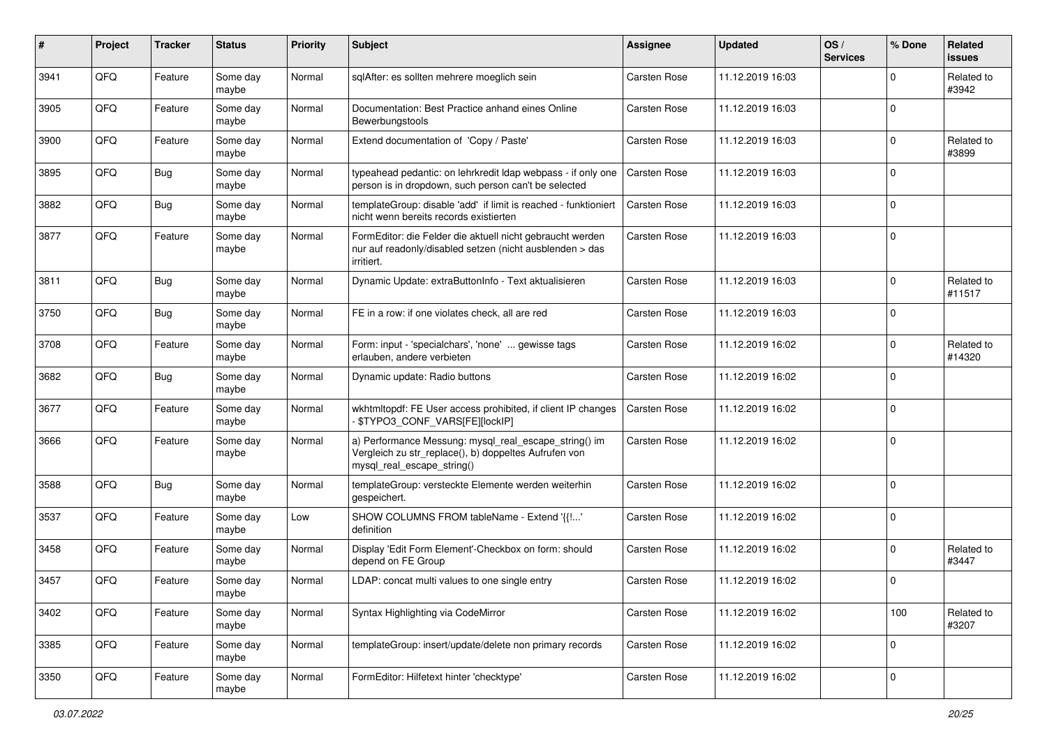| # | Project | Tracker | Status | Priority | Subject | Assignee | Updated | OS / Services | % Done | Related issues |
|---|---|---|---|---|---|---|---|---|---|---|
| 3941 | QFQ | Feature | Some day maybe | Normal | sqlAfter: es sollten mehrere moeglich sein | Carsten Rose | 11.12.2019 16:03 | | 0 | Related to #3942 |
| 3905 | QFQ | Feature | Some day maybe | Normal | Documentation: Best Practice anhand eines Online Bewerbungstools | Carsten Rose | 11.12.2019 16:03 | | 0 | |
| 3900 | QFQ | Feature | Some day maybe | Normal | Extend documentation of 'Copy / Paste' | Carsten Rose | 11.12.2019 16:03 | | 0 | Related to #3899 |
| 3895 | QFQ | Bug | Some day maybe | Normal | typeahead pedantic: on lehrkredit ldap webpass - if only one person is in dropdown, such person can't be selected | Carsten Rose | 11.12.2019 16:03 | | 0 | |
| 3882 | QFQ | Bug | Some day maybe | Normal | templateGroup: disable 'add' if limit is reached - funktioniert nicht wenn bereits records existierten | Carsten Rose | 11.12.2019 16:03 | | 0 | |
| 3877 | QFQ | Feature | Some day maybe | Normal | FormEditor: die Felder die aktuell nicht gebraucht werden nur auf readonly/disabled setzen (nicht ausblenden > das irritiert. | Carsten Rose | 11.12.2019 16:03 | | 0 | |
| 3811 | QFQ | Bug | Some day maybe | Normal | Dynamic Update: extraButtonInfo - Text aktualisieren | Carsten Rose | 11.12.2019 16:03 | | 0 | Related to #11517 |
| 3750 | QFQ | Bug | Some day maybe | Normal | FE in a row: if one violates check, all are red | Carsten Rose | 11.12.2019 16:03 | | 0 | |
| 3708 | QFQ | Feature | Some day maybe | Normal | Form: input - 'specialchars', 'none' ... gewisse tags erlauben, andere verbieten | Carsten Rose | 11.12.2019 16:02 | | 0 | Related to #14320 |
| 3682 | QFQ | Bug | Some day maybe | Normal | Dynamic update: Radio buttons | Carsten Rose | 11.12.2019 16:02 | | 0 | |
| 3677 | QFQ | Feature | Some day maybe | Normal | wkhtmltopdf: FE User access prohibited, if client IP changes - $TYPO3_CONF_VARS[FE][lockIP] | Carsten Rose | 11.12.2019 16:02 | | 0 | |
| 3666 | QFQ | Feature | Some day maybe | Normal | a) Performance Messung: mysql_real_escape_string() im Vergleich zu str_replace(), b) doppeltes Aufrufen von mysql_real_escape_string() | Carsten Rose | 11.12.2019 16:02 | | 0 | |
| 3588 | QFQ | Bug | Some day maybe | Normal | templateGroup: versteckte Elemente werden weiterhin gespeichert. | Carsten Rose | 11.12.2019 16:02 | | 0 | |
| 3537 | QFQ | Feature | Some day maybe | Low | SHOW COLUMNS FROM tableName - Extend '{{!...' definition | Carsten Rose | 11.12.2019 16:02 | | 0 | |
| 3458 | QFQ | Feature | Some day maybe | Normal | Display 'Edit Form Element'-Checkbox on form: should depend on FE Group | Carsten Rose | 11.12.2019 16:02 | | 0 | Related to #3447 |
| 3457 | QFQ | Feature | Some day maybe | Normal | LDAP: concat multi values to one single entry | Carsten Rose | 11.12.2019 16:02 | | 0 | |
| 3402 | QFQ | Feature | Some day maybe | Normal | Syntax Highlighting via CodeMirror | Carsten Rose | 11.12.2019 16:02 | | 100 | Related to #3207 |
| 3385 | QFQ | Feature | Some day maybe | Normal | templateGroup: insert/update/delete non primary records | Carsten Rose | 11.12.2019 16:02 | | 0 | |
| 3350 | QFQ | Feature | Some day maybe | Normal | FormEditor: Hilfetext hinter 'checktype' | Carsten Rose | 11.12.2019 16:02 | | 0 | |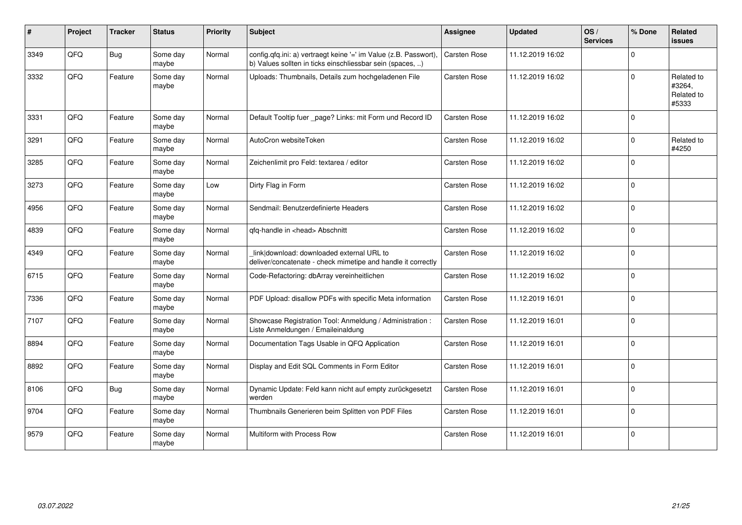| # | Project | Tracker | Status | Priority | Subject | Assignee | Updated | OS / Services | % Done | Related issues |
|---|---|---|---|---|---|---|---|---|---|---|
| 3349 | QFQ | Bug | Some day maybe | Normal | config.qfq.ini: a) vertraegt keine '=' im Value (z.B. Passwort), b) Values sollten in ticks einschliessbar sein (spaces, ..) | Carsten Rose | 11.12.2019 16:02 | | 0 | |
| 3332 | QFQ | Feature | Some day maybe | Normal | Uploads: Thumbnails, Details zum hochgeladenen File | Carsten Rose | 11.12.2019 16:02 | | 0 | Related to #3264, Related to #5333 |
| 3331 | QFQ | Feature | Some day maybe | Normal | Default Tooltip fuer _page? Links: mit Form und Record ID | Carsten Rose | 11.12.2019 16:02 | | 0 | |
| 3291 | QFQ | Feature | Some day maybe | Normal | AutoCron websiteToken | Carsten Rose | 11.12.2019 16:02 | | 0 | Related to #4250 |
| 3285 | QFQ | Feature | Some day maybe | Normal | Zeichenlimit pro Feld: textarea / editor | Carsten Rose | 11.12.2019 16:02 | | 0 | |
| 3273 | QFQ | Feature | Some day maybe | Low | Dirty Flag in Form | Carsten Rose | 11.12.2019 16:02 | | 0 | |
| 4956 | QFQ | Feature | Some day maybe | Normal | Sendmail: Benutzerdefinierte Headers | Carsten Rose | 11.12.2019 16:02 | | 0 | |
| 4839 | QFQ | Feature | Some day maybe | Normal | qfq-handle in <head> Abschnitt | Carsten Rose | 11.12.2019 16:02 | | 0 | |
| 4349 | QFQ | Feature | Some day maybe | Normal | _link\|download: downloaded external URL to deliver/concatenate - check mimetipe and handle it correctly | Carsten Rose | 11.12.2019 16:02 | | 0 | |
| 6715 | QFQ | Feature | Some day maybe | Normal | Code-Refactoring: dbArray vereinheitlichen | Carsten Rose | 11.12.2019 16:02 | | 0 | |
| 7336 | QFQ | Feature | Some day maybe | Normal | PDF Upload: disallow PDFs with specific Meta information | Carsten Rose | 11.12.2019 16:01 | | 0 | |
| 7107 | QFQ | Feature | Some day maybe | Normal | Showcase Registration Tool: Anmeldung / Administration : Liste Anmeldungen / Emaileinaldung | Carsten Rose | 11.12.2019 16:01 | | 0 | |
| 8894 | QFQ | Feature | Some day maybe | Normal | Documentation Tags Usable in QFQ Application | Carsten Rose | 11.12.2019 16:01 | | 0 | |
| 8892 | QFQ | Feature | Some day maybe | Normal | Display and Edit SQL Comments in Form Editor | Carsten Rose | 11.12.2019 16:01 | | 0 | |
| 8106 | QFQ | Bug | Some day maybe | Normal | Dynamic Update: Feld kann nicht auf empty zurückgesetzt werden | Carsten Rose | 11.12.2019 16:01 | | 0 | |
| 9704 | QFQ | Feature | Some day maybe | Normal | Thumbnails Generieren beim Splitten von PDF Files | Carsten Rose | 11.12.2019 16:01 | | 0 | |
| 9579 | QFQ | Feature | Some day maybe | Normal | Multiform with Process Row | Carsten Rose | 11.12.2019 16:01 | | 0 | |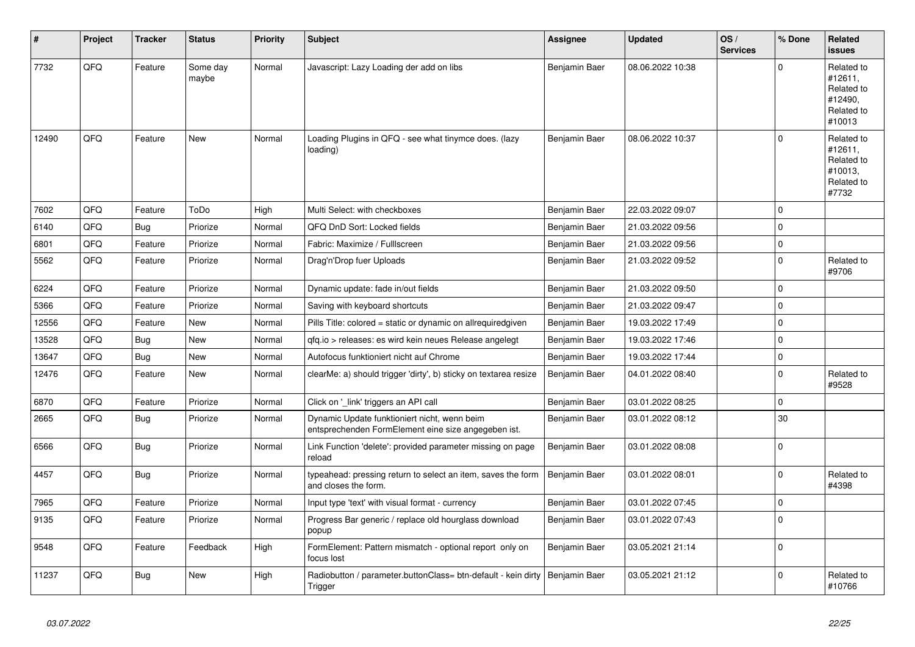| # | Project | Tracker | Status | Priority | Subject | Assignee | Updated | OS / Services | % Done | Related issues |
|---|---|---|---|---|---|---|---|---|---|---|
| 7732 | QFQ | Feature | Some day maybe | Normal | Javascript: Lazy Loading der add on libs | Benjamin Baer | 08.06.2022 10:38 | | 0 | Related to #12611, Related to #12490, Related to #10013 |
| 12490 | QFQ | Feature | New | Normal | Loading Plugins in QFQ - see what tinymce does. (lazy loading) | Benjamin Baer | 08.06.2022 10:37 | | 0 | Related to #12611, Related to #10013, Related to #7732 |
| 7602 | QFQ | Feature | ToDo | High | Multi Select: with checkboxes | Benjamin Baer | 22.03.2022 09:07 | | 0 | |
| 6140 | QFQ | Bug | Priorize | Normal | QFQ DnD Sort: Locked fields | Benjamin Baer | 21.03.2022 09:56 | | 0 | |
| 6801 | QFQ | Feature | Priorize | Normal | Fabric: Maximize / FullIscreen | Benjamin Baer | 21.03.2022 09:56 | | 0 | |
| 5562 | QFQ | Feature | Priorize | Normal | Drag'n'Drop fuer Uploads | Benjamin Baer | 21.03.2022 09:52 | | 0 | Related to #9706 |
| 6224 | QFQ | Feature | Priorize | Normal | Dynamic update: fade in/out fields | Benjamin Baer | 21.03.2022 09:50 | | 0 | |
| 5366 | QFQ | Feature | Priorize | Normal | Saving with keyboard shortcuts | Benjamin Baer | 21.03.2022 09:47 | | 0 | |
| 12556 | QFQ | Feature | New | Normal | Pills Title: colored = static or dynamic on allrequiredgiven | Benjamin Baer | 19.03.2022 17:49 | | 0 | |
| 13528 | QFQ | Bug | New | Normal | qfq.io > releases: es wird kein neues Release angelegt | Benjamin Baer | 19.03.2022 17:46 | | 0 | |
| 13647 | QFQ | Bug | New | Normal | Autofocus funktioniert nicht auf Chrome | Benjamin Baer | 19.03.2022 17:44 | | 0 | |
| 12476 | QFQ | Feature | New | Normal | clearMe: a) should trigger 'dirty', b) sticky on textarea resize | Benjamin Baer | 04.01.2022 08:40 | | 0 | Related to #9528 |
| 6870 | QFQ | Feature | Priorize | Normal | Click on '_link' triggers an API call | Benjamin Baer | 03.01.2022 08:25 | | 0 | |
| 2665 | QFQ | Bug | Priorize | Normal | Dynamic Update funktioniert nicht, wenn beim entsprechenden FormElement eine size angegeben ist. | Benjamin Baer | 03.01.2022 08:12 | | 30 | |
| 6566 | QFQ | Bug | Priorize | Normal | Link Function 'delete': provided parameter missing on page reload | Benjamin Baer | 03.01.2022 08:08 | | 0 | |
| 4457 | QFQ | Bug | Priorize | Normal | typeahead: pressing return to select an item, saves the form and closes the form. | Benjamin Baer | 03.01.2022 08:01 | | 0 | Related to #4398 |
| 7965 | QFQ | Feature | Priorize | Normal | Input type 'text' with visual format - currency | Benjamin Baer | 03.01.2022 07:45 | | 0 | |
| 9135 | QFQ | Feature | Priorize | Normal | Progress Bar generic / replace old hourglass download popup | Benjamin Baer | 03.01.2022 07:43 | | 0 | |
| 9548 | QFQ | Feature | Feedback | High | FormElement: Pattern mismatch - optional report only on focus lost | Benjamin Baer | 03.05.2021 21:14 | | 0 | |
| 11237 | QFQ | Bug | New | High | Radiobutton / parameter.buttonClass= btn-default - kein dirty Trigger | Benjamin Baer | 03.05.2021 21:12 | | 0 | Related to #10766 |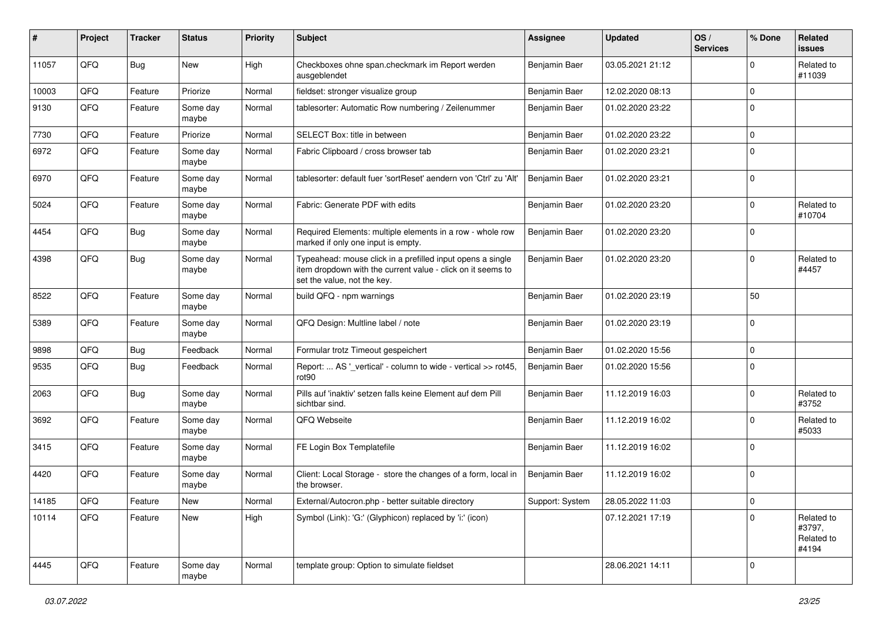| # | Project | Tracker | Status | Priority | Subject | Assignee | Updated | OS / Services | % Done | Related issues |
|---|---|---|---|---|---|---|---|---|---|---|
| 11057 | QFQ | Bug | New | High | Checkboxes ohne span.checkmark im Report werden ausgeblendet | Benjamin Baer | 03.05.2021 21:12 | | 0 | Related to #11039 |
| 10003 | QFQ | Feature | Priorize | Normal | fieldset: stronger visualize group | Benjamin Baer | 12.02.2020 08:13 | | 0 | |
| 9130 | QFQ | Feature | Some day maybe | Normal | tablesorter: Automatic Row numbering / Zeilenummer | Benjamin Baer | 01.02.2020 23:22 | | 0 | |
| 7730 | QFQ | Feature | Priorize | Normal | SELECT Box: title in between | Benjamin Baer | 01.02.2020 23:22 | | 0 | |
| 6972 | QFQ | Feature | Some day maybe | Normal | Fabric Clipboard / cross browser tab | Benjamin Baer | 01.02.2020 23:21 | | 0 | |
| 6970 | QFQ | Feature | Some day maybe | Normal | tablesorter: default fuer 'sortReset' aendern von 'Ctrl' zu 'Alt' | Benjamin Baer | 01.02.2020 23:21 | | 0 | |
| 5024 | QFQ | Feature | Some day maybe | Normal | Fabric: Generate PDF with edits | Benjamin Baer | 01.02.2020 23:20 | | 0 | Related to #10704 |
| 4454 | QFQ | Bug | Some day maybe | Normal | Required Elements: multiple elements in a row - whole row marked if only one input is empty. | Benjamin Baer | 01.02.2020 23:20 | | 0 | |
| 4398 | QFQ | Bug | Some day maybe | Normal | Typeahead: mouse click in a prefilled input opens a single item dropdown with the current value - click on it seems to set the value, not the key. | Benjamin Baer | 01.02.2020 23:20 | | 0 | Related to #4457 |
| 8522 | QFQ | Feature | Some day maybe | Normal | build QFQ - npm warnings | Benjamin Baer | 01.02.2020 23:19 | | 50 | |
| 5389 | QFQ | Feature | Some day maybe | Normal | QFQ Design: Multline label / note | Benjamin Baer | 01.02.2020 23:19 | | 0 | |
| 9898 | QFQ | Bug | Feedback | Normal | Formular trotz Timeout gespeichert | Benjamin Baer | 01.02.2020 15:56 | | 0 | |
| 9535 | QFQ | Bug | Feedback | Normal | Report: ... AS '_vertical' - column to wide - vertical >> rot45, rot90 | Benjamin Baer | 01.02.2020 15:56 | | 0 | |
| 2063 | QFQ | Bug | Some day maybe | Normal | Pills auf 'inaktiv' setzen falls keine Element auf dem Pill sichtbar sind. | Benjamin Baer | 11.12.2019 16:03 | | 0 | Related to #3752 |
| 3692 | QFQ | Feature | Some day maybe | Normal | QFQ Webseite | Benjamin Baer | 11.12.2019 16:02 | | 0 | Related to #5033 |
| 3415 | QFQ | Feature | Some day maybe | Normal | FE Login Box Templatefile | Benjamin Baer | 11.12.2019 16:02 | | 0 | |
| 4420 | QFQ | Feature | Some day maybe | Normal | Client: Local Storage - store the changes of a form, local in the browser. | Benjamin Baer | 11.12.2019 16:02 | | 0 | |
| 14185 | QFQ | Feature | New | Normal | External/Autocron.php - better suitable directory | Support: System | 28.05.2022 11:03 | | 0 | |
| 10114 | QFQ | Feature | New | High | Symbol (Link): 'G:' (Glyphicon) replaced by 'i:' (icon) | | 07.12.2021 17:19 | | 0 | Related to #3797, Related to #4194 |
| 4445 | QFQ | Feature | Some day maybe | Normal | template group: Option to simulate fieldset | | 28.06.2021 14:11 | | 0 | |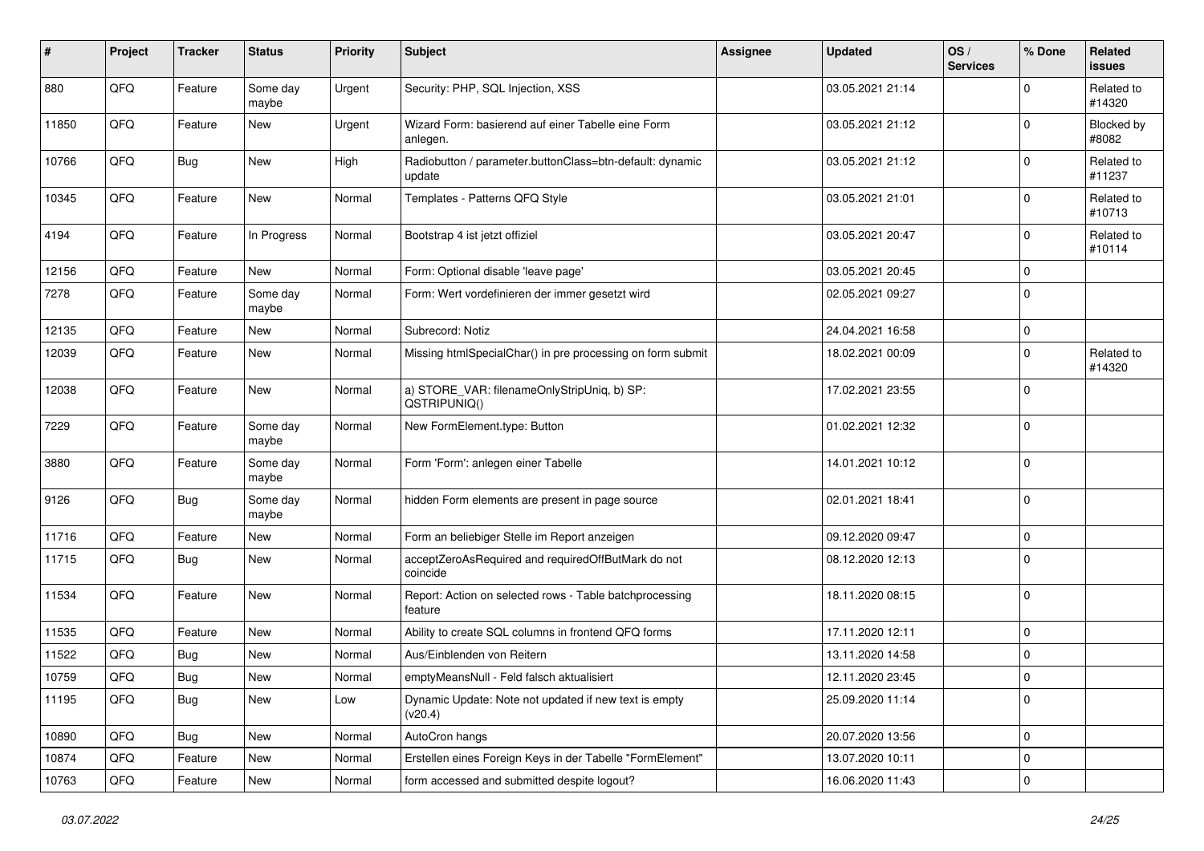| # | Project | Tracker | Status | Priority | Subject | Assignee | Updated | OS / Services | % Done | Related issues |
|---|---|---|---|---|---|---|---|---|---|---|
| 880 | QFQ | Feature | Some day maybe | Urgent | Security: PHP, SQL Injection, XSS | | 03.05.2021 21:14 | | 0 | Related to #14320 |
| 11850 | QFQ | Feature | New | Urgent | Wizard Form: basierend auf einer Tabelle eine Form anlegen. | | 03.05.2021 21:12 | | 0 | Blocked by #8082 |
| 10766 | QFQ | Bug | New | High | Radiobutton / parameter.buttonClass=btn-default: dynamic update | | 03.05.2021 21:12 | | 0 | Related to #11237 |
| 10345 | QFQ | Feature | New | Normal | Templates - Patterns QFQ Style | | 03.05.2021 21:01 | | 0 | Related to #10713 |
| 4194 | QFQ | Feature | In Progress | Normal | Bootstrap 4 ist jetzt offiziel | | 03.05.2021 20:47 | | 0 | Related to #10114 |
| 12156 | QFQ | Feature | New | Normal | Form: Optional disable 'leave page' | | 03.05.2021 20:45 | | 0 | |
| 7278 | QFQ | Feature | Some day maybe | Normal | Form: Wert vordefinieren der immer gesetzt wird | | 02.05.2021 09:27 | | 0 | |
| 12135 | QFQ | Feature | New | Normal | Subrecord: Notiz | | 24.04.2021 16:58 | | 0 | |
| 12039 | QFQ | Feature | New | Normal | Missing htmlSpecialChar() in pre processing on form submit | | 18.02.2021 00:09 | | 0 | Related to #14320 |
| 12038 | QFQ | Feature | New | Normal | a) STORE_VAR: filenameOnlyStripUniq, b) SP: QSTRIPUNIQ() | | 17.02.2021 23:55 | | 0 | |
| 7229 | QFQ | Feature | Some day maybe | Normal | New FormElement.type: Button | | 01.02.2021 12:32 | | 0 | |
| 3880 | QFQ | Feature | Some day maybe | Normal | Form 'Form': anlegen einer Tabelle | | 14.01.2021 10:12 | | 0 | |
| 9126 | QFQ | Bug | Some day maybe | Normal | hidden Form elements are present in page source | | 02.01.2021 18:41 | | 0 | |
| 11716 | QFQ | Feature | New | Normal | Form an beliebiger Stelle im Report anzeigen | | 09.12.2020 09:47 | | 0 | |
| 11715 | QFQ | Bug | New | Normal | acceptZeroAsRequired and requiredOffButMark do not coincide | | 08.12.2020 12:13 | | 0 | |
| 11534 | QFQ | Feature | New | Normal | Report: Action on selected rows - Table batchprocessing feature | | 18.11.2020 08:15 | | 0 | |
| 11535 | QFQ | Feature | New | Normal | Ability to create SQL columns in frontend QFQ forms | | 17.11.2020 12:11 | | 0 | |
| 11522 | QFQ | Bug | New | Normal | Aus/Einblenden von Reitern | | 13.11.2020 14:58 | | 0 | |
| 10759 | QFQ | Bug | New | Normal | emptyMeansNull - Feld falsch aktualisiert | | 12.11.2020 23:45 | | 0 | |
| 11195 | QFQ | Bug | New | Low | Dynamic Update: Note not updated if new text is empty (v20.4) | | 25.09.2020 11:14 | | 0 | |
| 10890 | QFQ | Bug | New | Normal | AutoCron hangs | | 20.07.2020 13:56 | | 0 | |
| 10874 | QFQ | Feature | New | Normal | Erstellen eines Foreign Keys in der Tabelle "FormElement" | | 13.07.2020 10:11 | | 0 | |
| 10763 | QFQ | Feature | New | Normal | form accessed and submitted despite logout? | | 16.06.2020 11:43 | | 0 | |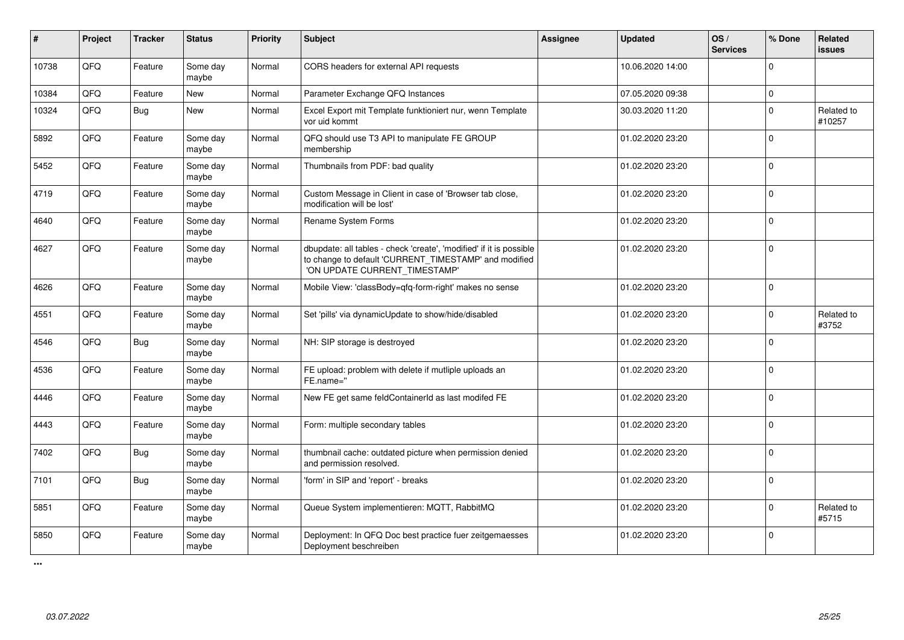| # | Project | Tracker | Status | Priority | Subject | Assignee | Updated | OS / Services | % Done | Related issues |
|---|---|---|---|---|---|---|---|---|---|---|
| 10738 | QFQ | Feature | Some day maybe | Normal | CORS headers for external API requests | | 10.06.2020 14:00 | | 0 | |
| 10384 | QFQ | Feature | New | Normal | Parameter Exchange QFQ Instances | | 07.05.2020 09:38 | | 0 | |
| 10324 | QFQ | Bug | New | Normal | Excel Export mit Template funktioniert nur, wenn Template vor uid kommt | | 30.03.2020 11:20 | | 0 | Related to #10257 |
| 5892 | QFQ | Feature | Some day maybe | Normal | QFQ should use T3 API to manipulate FE GROUP membership | | 01.02.2020 23:20 | | 0 | |
| 5452 | QFQ | Feature | Some day maybe | Normal | Thumbnails from PDF: bad quality | | 01.02.2020 23:20 | | 0 | |
| 4719 | QFQ | Feature | Some day maybe | Normal | Custom Message in Client in case of 'Browser tab close, modification will be lost' | | 01.02.2020 23:20 | | 0 | |
| 4640 | QFQ | Feature | Some day maybe | Normal | Rename System Forms | | 01.02.2020 23:20 | | 0 | |
| 4627 | QFQ | Feature | Some day maybe | Normal | dbupdate: all tables - check 'create', 'modified' if it is possible to change to default 'CURRENT_TIMESTAMP' and modified 'ON UPDATE CURRENT_TIMESTAMP' | | 01.02.2020 23:20 | | 0 | |
| 4626 | QFQ | Feature | Some day maybe | Normal | Mobile View: 'classBody=qfq-form-right' makes no sense | | 01.02.2020 23:20 | | 0 | |
| 4551 | QFQ | Feature | Some day maybe | Normal | Set 'pills' via dynamicUpdate to show/hide/disabled | | 01.02.2020 23:20 | | 0 | Related to #3752 |
| 4546 | QFQ | Bug | Some day maybe | Normal | NH: SIP storage is destroyed | | 01.02.2020 23:20 | | 0 | |
| 4536 | QFQ | Feature | Some day maybe | Normal | FE upload: problem with delete if mutliple uploads an FE.name='' | | 01.02.2020 23:20 | | 0 | |
| 4446 | QFQ | Feature | Some day maybe | Normal | New FE get same feldContainerId as last modifed FE | | 01.02.2020 23:20 | | 0 | |
| 4443 | QFQ | Feature | Some day maybe | Normal | Form: multiple secondary tables | | 01.02.2020 23:20 | | 0 | |
| 7402 | QFQ | Bug | Some day maybe | Normal | thumbnail cache: outdated picture when permission denied and permission resolved. | | 01.02.2020 23:20 | | 0 | |
| 7101 | QFQ | Bug | Some day maybe | Normal | 'form' in SIP and 'report' - breaks | | 01.02.2020 23:20 | | 0 | |
| 5851 | QFQ | Feature | Some day maybe | Normal | Queue System implementieren: MQTT, RabbitMQ | | 01.02.2020 23:20 | | 0 | Related to #5715 |
| 5850 | QFQ | Feature | Some day maybe | Normal | Deployment: In QFQ Doc best practice fuer zeitgemaesses Deployment beschreiben | | 01.02.2020 23:20 | | 0 | |

...